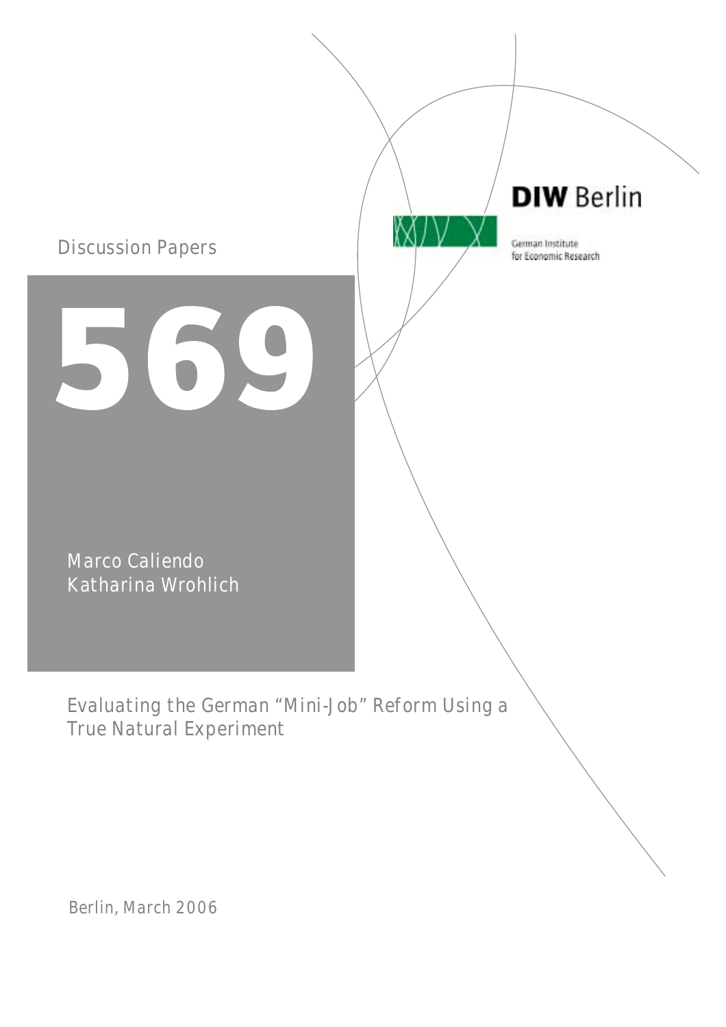Discussion Papers

# 569

Marco Caliendo
Katharina Wrohlich

## Evaluating the German "Mini-Job" Reform Using a True Natural Experiment

Berlin, March 2006

**DIW Berlin**

German Institute for Economic Research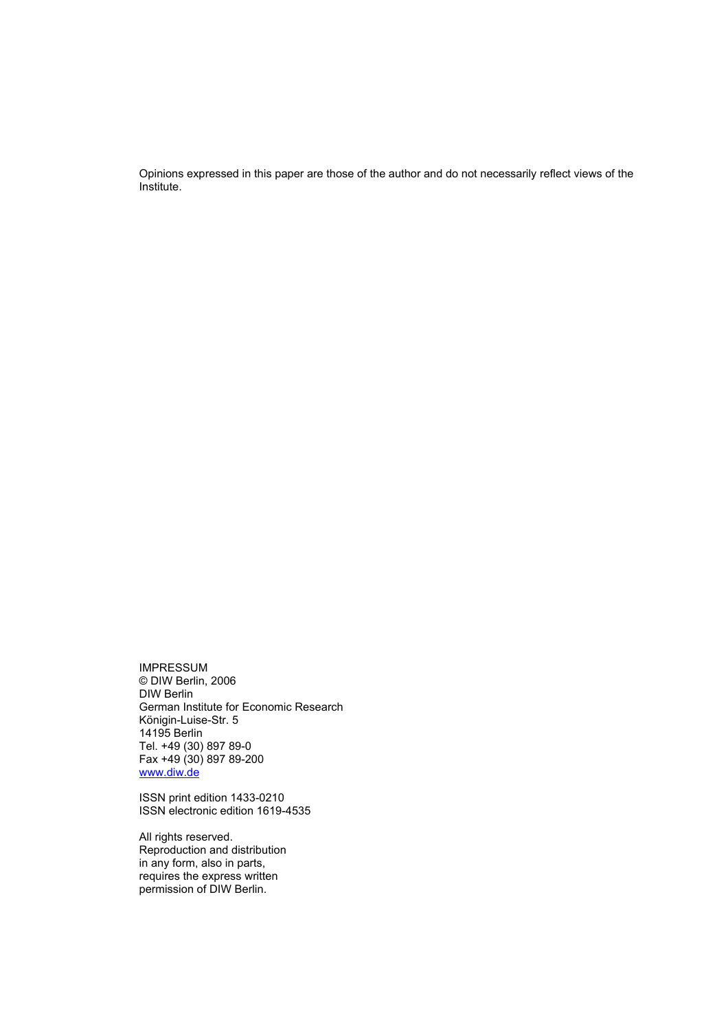Opinions expressed in this paper are those of the author and do not necessarily reflect views of the Institute.

IMPRESSUM
© DIW Berlin, 2006
DIW Berlin
German Institute for Economic Research
Königin-Luise-Str. 5
14195 Berlin
Tel. +49 (30) 897 89-0
Fax +49 (30) 897 89-200
www.diw.de

ISSN print edition 1433-0210
ISSN electronic edition 1619-4535

All rights reserved.
Reproduction and distribution
in any form, also in parts,
requires the express written
permission of DIW Berlin.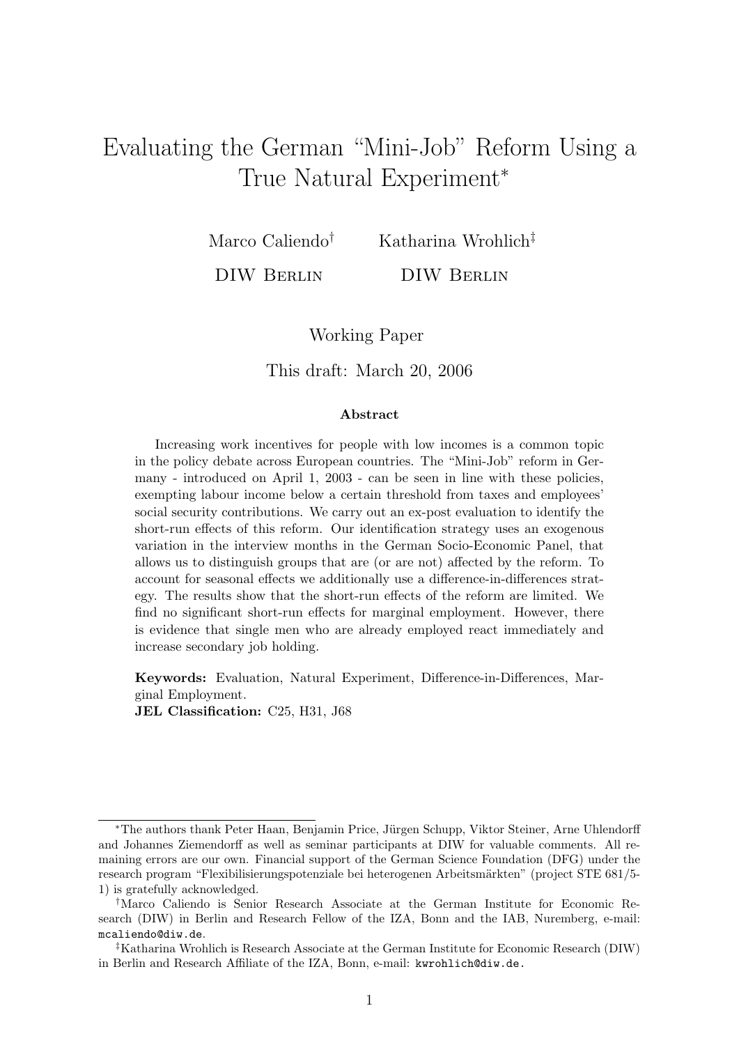# Evaluating the German "Mini-Job" Reform Using a True Natural Experiment*

Marco Caliendo[†] Katharina Wrohlich[‡]

DIW Berlin DIW Berlin

Working Paper

This draft: March 20, 2006

**Abstract**

Increasing work incentives for people with low incomes is a common topic in the policy debate across European countries. The "Mini-Job" reform in Germany - introduced on April 1, 2003 - can be seen in line with these policies, exempting labour income below a certain threshold from taxes and employees' social security contributions. We carry out an ex-post evaluation to identify the short-run effects of this reform. Our identification strategy uses an exogenous variation in the interview months in the German Socio-Economic Panel, that allows us to distinguish groups that are (or are not) affected by the reform. To account for seasonal effects we additionally use a difference-in-differences strategy. The results show that the short-run effects of the reform are limited. We find no significant short-run effects for marginal employment. However, there is evidence that single men who are already employed react immediately and increase secondary job holding.

**Keywords:** Evaluation, Natural Experiment, Difference-in-Differences, Marginal Employment.
**JEL Classification:** C25, H31, J68

---

*The authors thank Peter Haan, Benjamin Price, Jürgen Schupp, Viktor Steiner, Arne Uhlendorff and Johannes Ziemendorff as well as seminar participants at DIW for valuable comments. All remaining errors are our own. Financial support of the German Science Foundation (DFG) under the research program "Flexibilisierungspotenziale bei heterogenen Arbeitsmärkten" (project STE 681/5-1) is gratefully acknowledged.

[†]Marco Caliendo is Senior Research Associate at the German Institute for Economic Research (DIW) in Berlin and Research Fellow of the IZA, Bonn and the IAB, Nuremberg, e-mail: mcaliendo@diw.de.

[‡]Katharina Wrohlich is Research Associate at the German Institute for Economic Research (DIW) in Berlin and Research Affiliate of the IZA, Bonn, e-mail: kwrohlich@diw.de.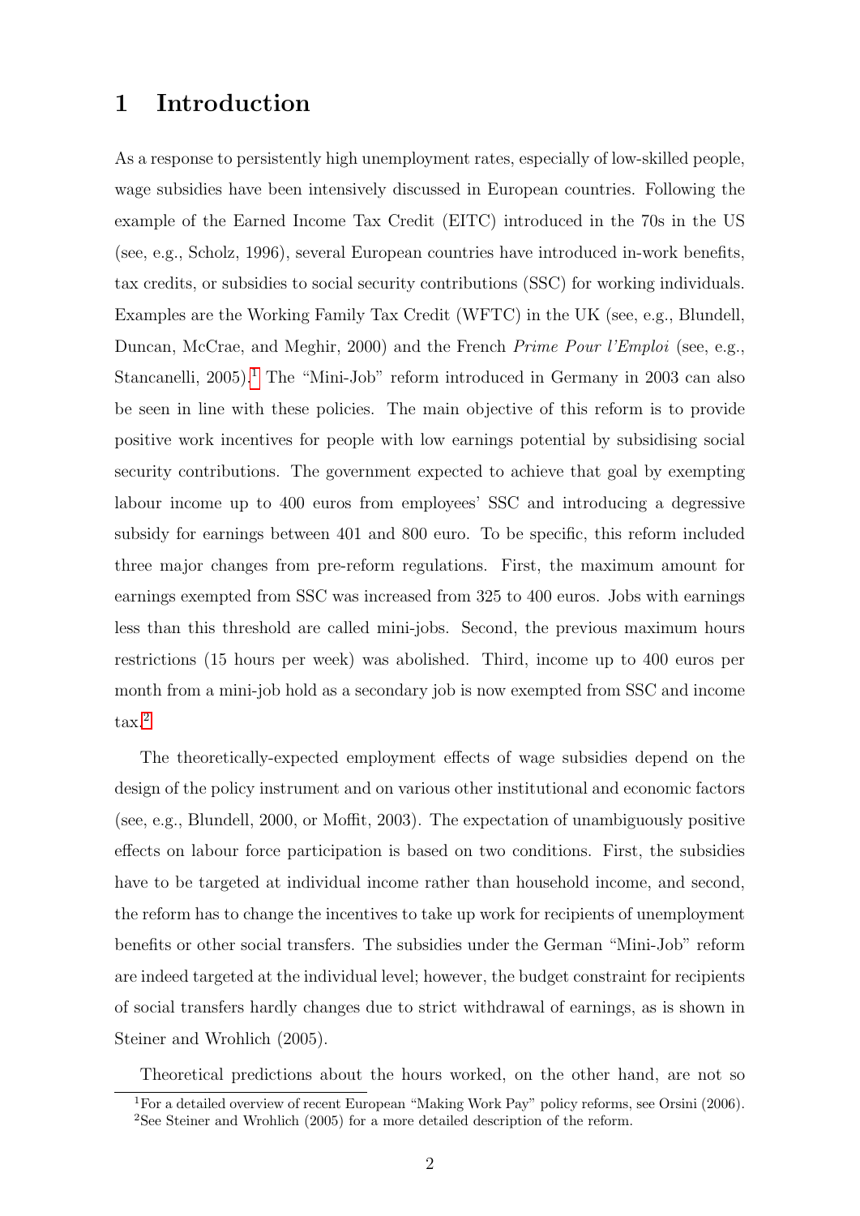# 1 Introduction

As a response to persistently high unemployment rates, especially of low-skilled people, wage subsidies have been intensively discussed in European countries. Following the example of the Earned Income Tax Credit (EITC) introduced in the 70s in the US (see, e.g., Scholz, 1996), several European countries have introduced in-work benefits, tax credits, or subsidies to social security contributions (SSC) for working individuals. Examples are the Working Family Tax Credit (WFTC) in the UK (see, e.g., Blundell, Duncan, McCrae, and Meghir, 2000) and the French *Prime Pour l'Emploi* (see, e.g., Stancanelli, 2005).[1] The "Mini-Job" reform introduced in Germany in 2003 can also be seen in line with these policies. The main objective of this reform is to provide positive work incentives for people with low earnings potential by subsidising social security contributions. The government expected to achieve that goal by exempting labour income up to 400 euros from employees' SSC and introducing a degressive subsidy for earnings between 401 and 800 euro. To be specific, this reform included three major changes from pre-reform regulations. First, the maximum amount for earnings exempted from SSC was increased from 325 to 400 euros. Jobs with earnings less than this threshold are called mini-jobs. Second, the previous maximum hours restrictions (15 hours per week) was abolished. Third, income up to 400 euros per month from a mini-job hold as a secondary job is now exempted from SSC and income tax.[2]

The theoretically-expected employment effects of wage subsidies depend on the design of the policy instrument and on various other institutional and economic factors (see, e.g., Blundell, 2000, or Moffit, 2003). The expectation of unambiguously positive effects on labour force participation is based on two conditions. First, the subsidies have to be targeted at individual income rather than household income, and second, the reform has to change the incentives to take up work for recipients of unemployment benefits or other social transfers. The subsidies under the German "Mini-Job" reform are indeed targeted at the individual level; however, the budget constraint for recipients of social transfers hardly changes due to strict withdrawal of earnings, as is shown in Steiner and Wrohlich (2005).

Theoretical predictions about the hours worked, on the other hand, are not so

[1] For a detailed overview of recent European "Making Work Pay" policy reforms, see Orsini (2006).

[2] See Steiner and Wrohlich (2005) for a more detailed description of the reform.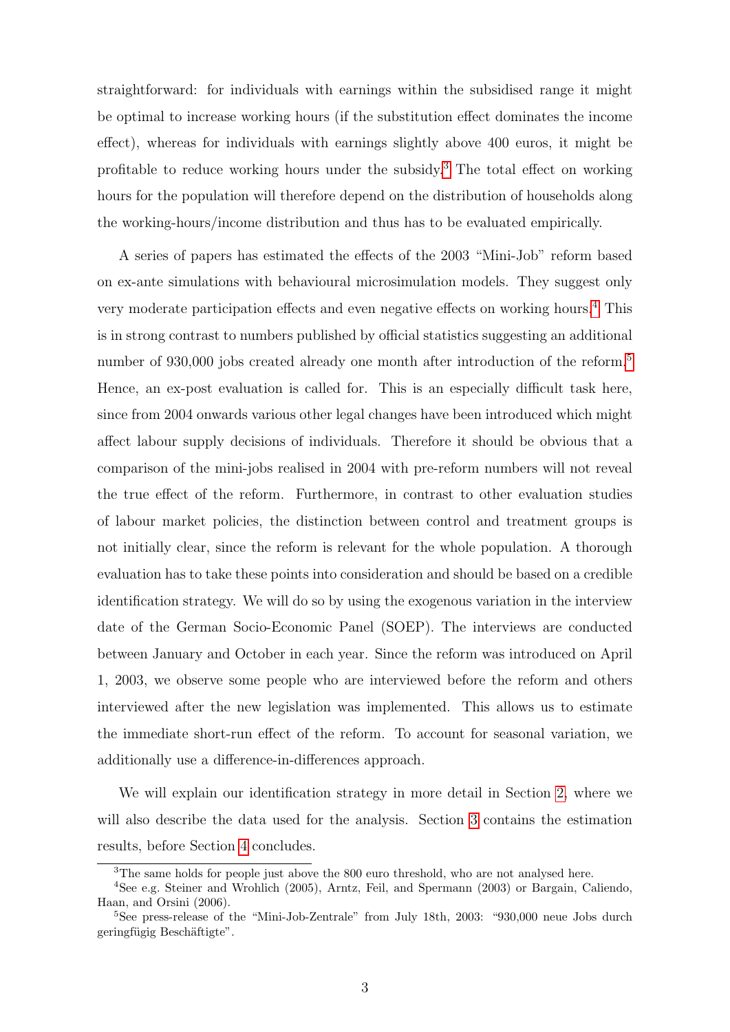straightforward: for individuals with earnings within the subsidised range it might be optimal to increase working hours (if the substitution effect dominates the income effect), whereas for individuals with earnings slightly above 400 euros, it might be profitable to reduce working hours under the subsidy.[3] The total effect on working hours for the population will therefore depend on the distribution of households along the working-hours/income distribution and thus has to be evaluated empirically.

A series of papers has estimated the effects of the 2003 "Mini-Job" reform based on ex-ante simulations with behavioural microsimulation models. They suggest only very moderate participation effects and even negative effects on working hours.[4] This is in strong contrast to numbers published by official statistics suggesting an additional number of 930,000 jobs created already one month after introduction of the reform.[5] Hence, an ex-post evaluation is called for. This is an especially difficult task here, since from 2004 onwards various other legal changes have been introduced which might affect labour supply decisions of individuals. Therefore it should be obvious that a comparison of the mini-jobs realised in 2004 with pre-reform numbers will not reveal the true effect of the reform. Furthermore, in contrast to other evaluation studies of labour market policies, the distinction between control and treatment groups is not initially clear, since the reform is relevant for the whole population. A thorough evaluation has to take these points into consideration and should be based on a credible identification strategy. We will do so by using the exogenous variation in the interview date of the German Socio-Economic Panel (SOEP). The interviews are conducted between January and October in each year. Since the reform was introduced on April 1, 2003, we observe some people who are interviewed before the reform and others interviewed after the new legislation was implemented. This allows us to estimate the immediate short-run effect of the reform. To account for seasonal variation, we additionally use a difference-in-differences approach.

We will explain our identification strategy in more detail in Section 2, where we will also describe the data used for the analysis. Section 3 contains the estimation results, before Section 4 concludes.

---

[3] The same holds for people just above the 800 euro threshold, who are not analysed here.

[4] See e.g. Steiner and Wrohlich (2005), Arntz, Feil, and Spermann (2003) or Bargain, Caliendo, Haan, and Orsini (2006).

[5] See press-release of the "Mini-Job-Zentrale" from July 18th, 2003: "930,000 neue Jobs durch geringfügig Beschäftigte".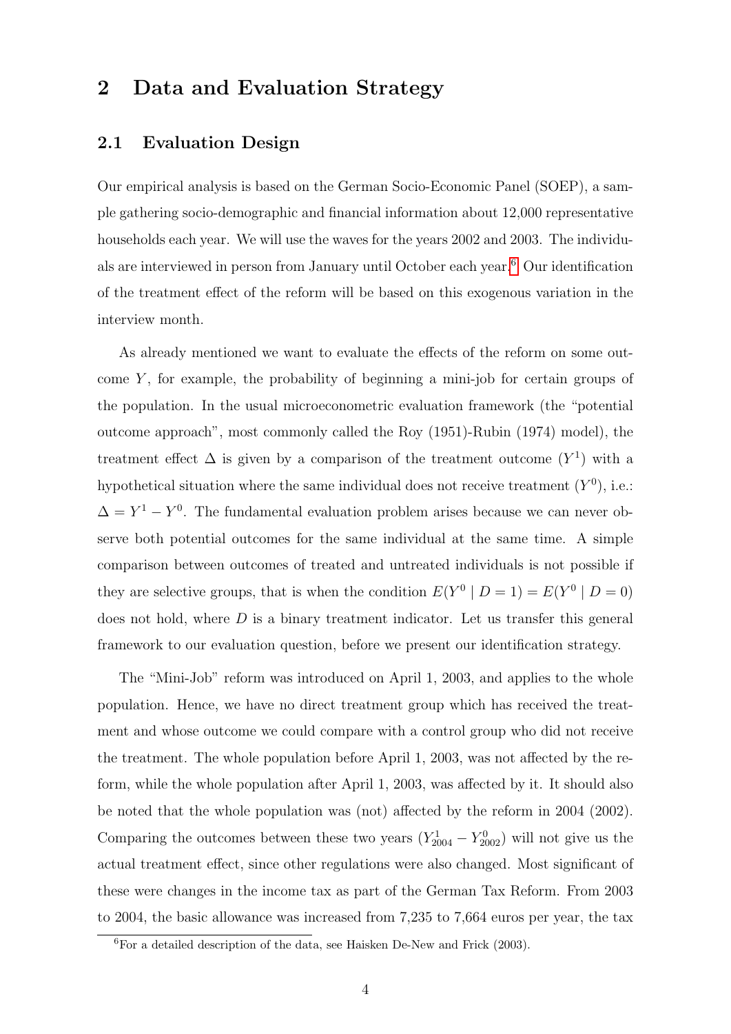# 2 Data and Evaluation Strategy

## 2.1 Evaluation Design

Our empirical analysis is based on the German Socio-Economic Panel (SOEP), a sample gathering socio-demographic and financial information about 12,000 representative households each year. We will use the waves for the years 2002 and 2003. The individuals are interviewed in person from January until October each year.[6] Our identification of the treatment effect of the reform will be based on this exogenous variation in the interview month.

As already mentioned we want to evaluate the effects of the reform on some outcome $Y$, for example, the probability of beginning a mini-job for certain groups of the population. In the usual microeconometric evaluation framework (the "potential outcome approach", most commonly called the Roy (1951)-Rubin (1974) model), the treatment effect $\Delta$ is given by a comparison of the treatment outcome ($Y^1$) with a hypothetical situation where the same individual does not receive treatment ($Y^0$), i.e.: $\Delta = Y^1 - Y^0$. The fundamental evaluation problem arises because we can never observe both potential outcomes for the same individual at the same time. A simple comparison between outcomes of treated and untreated individuals is not possible if they are selective groups, that is when the condition $E(Y^0 \mid D = 1) = E(Y^0 \mid D = 0)$ does not hold, where $D$ is a binary treatment indicator. Let us transfer this general framework to our evaluation question, before we present our identification strategy.

The "Mini-Job" reform was introduced on April 1, 2003, and applies to the whole population. Hence, we have no direct treatment group which has received the treatment and whose outcome we could compare with a control group who did not receive the treatment. The whole population before April 1, 2003, was not affected by the reform, while the whole population after April 1, 2003, was affected by it. It should also be noted that the whole population was (not) affected by the reform in 2004 (2002). Comparing the outcomes between these two years ($Y^1_{2004} - Y^0_{2002}$) will not give us the actual treatment effect, since other regulations were also changed. Most significant of these were changes in the income tax as part of the German Tax Reform. From 2003 to 2004, the basic allowance was increased from 7,235 to 7,664 euros per year, the tax

[6] For a detailed description of the data, see Haisken De-New and Frick (2003).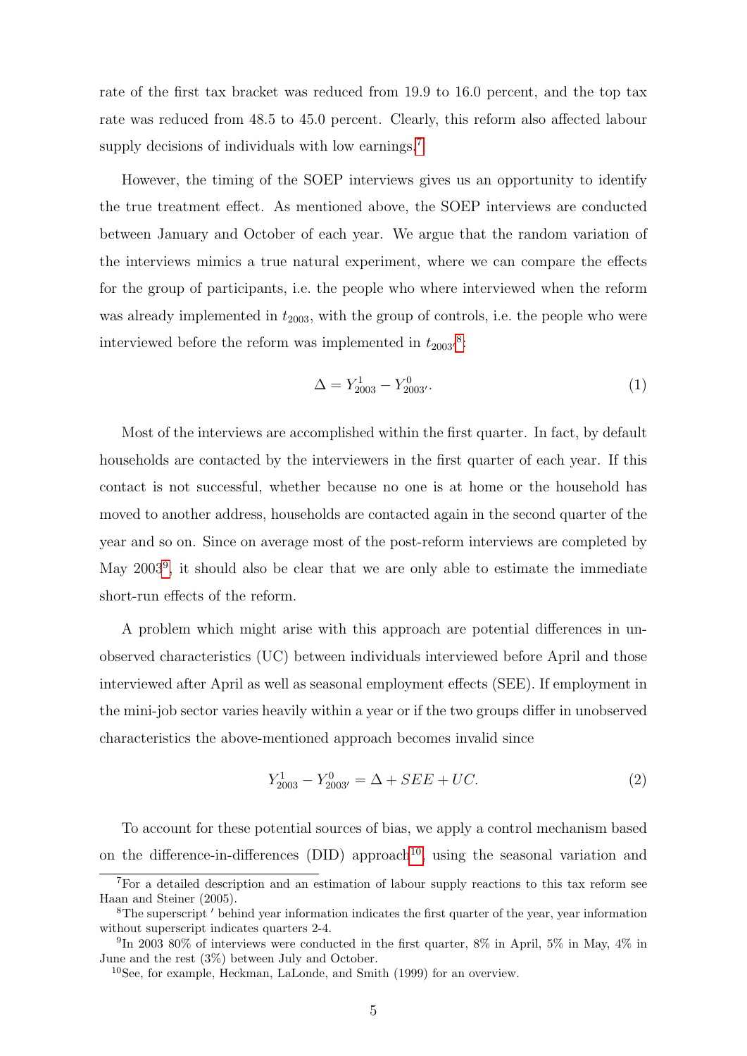rate of the first tax bracket was reduced from 19.9 to 16.0 percent, and the top tax rate was reduced from 48.5 to 45.0 percent. Clearly, this reform also affected labour supply decisions of individuals with low earnings.[7]

However, the timing of the SOEP interviews gives us an opportunity to identify the true treatment effect. As mentioned above, the SOEP interviews are conducted between January and October of each year. We argue that the random variation of the interviews mimics a true natural experiment, where we can compare the effects for the group of participants, i.e. the people who where interviewed when the reform was already implemented in $t_{2003}$, with the group of controls, i.e. the people who were interviewed before the reform was implemented in $t_{2003'}$[8]:

$$\Delta = Y^1_{2003} - Y^0_{2003'}. \tag{1}$$

Most of the interviews are accomplished within the first quarter. In fact, by default households are contacted by the interviewers in the first quarter of each year. If this contact is not successful, whether because no one is at home or the household has moved to another address, households are contacted again in the second quarter of the year and so on. Since on average most of the post-reform interviews are completed by May 2003[9], it should also be clear that we are only able to estimate the immediate short-run effects of the reform.

A problem which might arise with this approach are potential differences in unobserved characteristics (UC) between individuals interviewed before April and those interviewed after April as well as seasonal employment effects (SEE). If employment in the mini-job sector varies heavily within a year or if the two groups differ in unobserved characteristics the above-mentioned approach becomes invalid since

$$Y^1_{2003} - Y^0_{2003'} = \Delta + SEE + UC. \tag{2}$$

To account for these potential sources of bias, we apply a control mechanism based on the difference-in-differences (DID) approach[10], using the seasonal variation and

---

[7] For a detailed description and an estimation of labour supply reactions to this tax reform see Haan and Steiner (2005).

[8] The superscript $'$ behind year information indicates the first quarter of the year, year information without superscript indicates quarters 2-4.

[9] In 2003 80% of interviews were conducted in the first quarter, 8% in April, 5% in May, 4% in June and the rest (3%) between July and October.

[10] See, for example, Heckman, LaLonde, and Smith (1999) for an overview.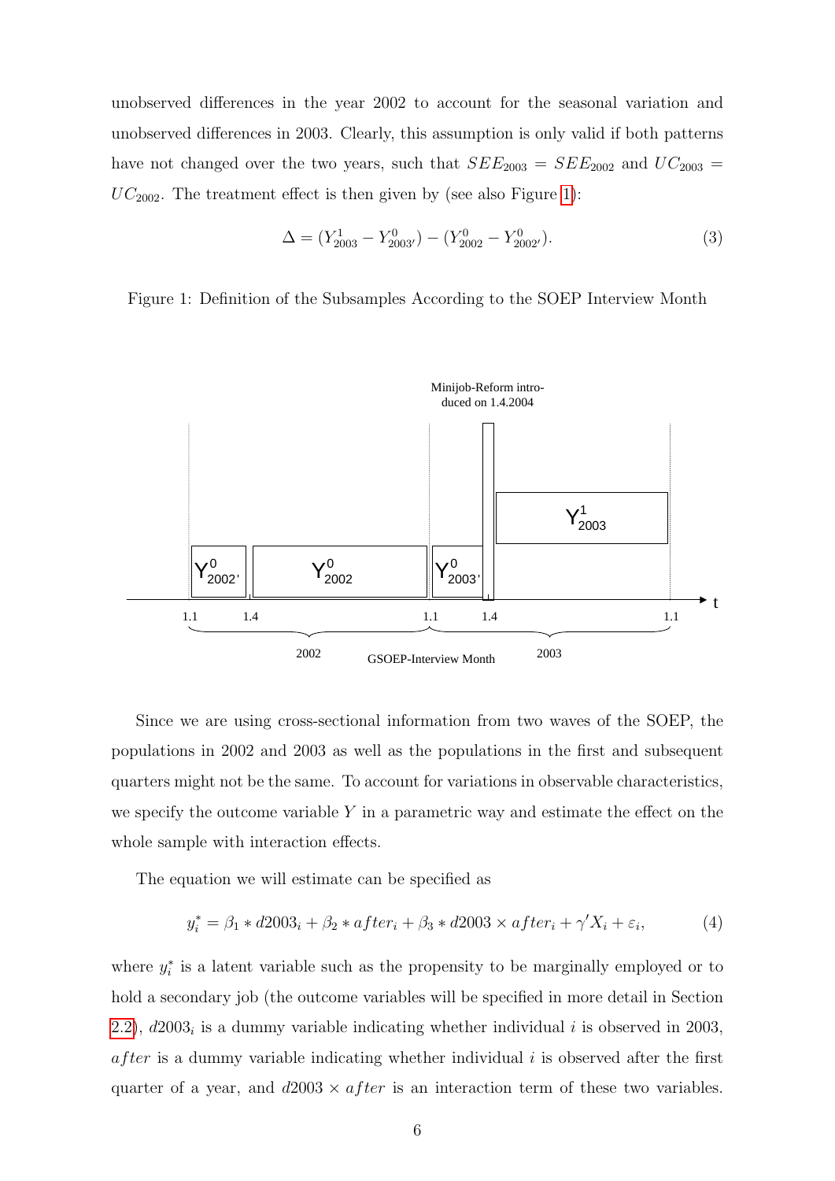unobserved differences in the year 2002 to account for the seasonal variation and unobserved differences in 2003. Clearly, this assumption is only valid if both patterns have not changed over the two years, such that $SEE_{2003} = SEE_{2002}$ and $UC_{2003} = UC_{2002}$. The treatment effect is then given by (see also Figure 1):

$$\Delta = (Y^1_{2003} - Y^0_{2003'}) - (Y^0_{2002} - Y^0_{2002'}). \tag{3}$$

Figure 1: Definition of the Subsamples According to the SOEP Interview Month

Since we are using cross-sectional information from two waves of the SOEP, the populations in 2002 and 2003 as well as the populations in the first and subsequent quarters might not be the same. To account for variations in observable characteristics, we specify the outcome variable $Y$ in a parametric way and estimate the effect on the whole sample with interaction effects.

The equation we will estimate can be specified as

$$y_i^* = \beta_1 * d2003_i + \beta_2 * after_i + \beta_3 * d2003 \times after_i + \gamma' X_i + \varepsilon_i, \tag{4}$$

where $y_i^*$ is a latent variable such as the propensity to be marginally employed or to hold a secondary job (the outcome variables will be specified in more detail in Section 2.2), $d2003_i$ is a dummy variable indicating whether individual $i$ is observed in 2003, $after$ is a dummy variable indicating whether individual $i$ is observed after the first quarter of a year, and $d2003 \times after$ is an interaction term of these two variables.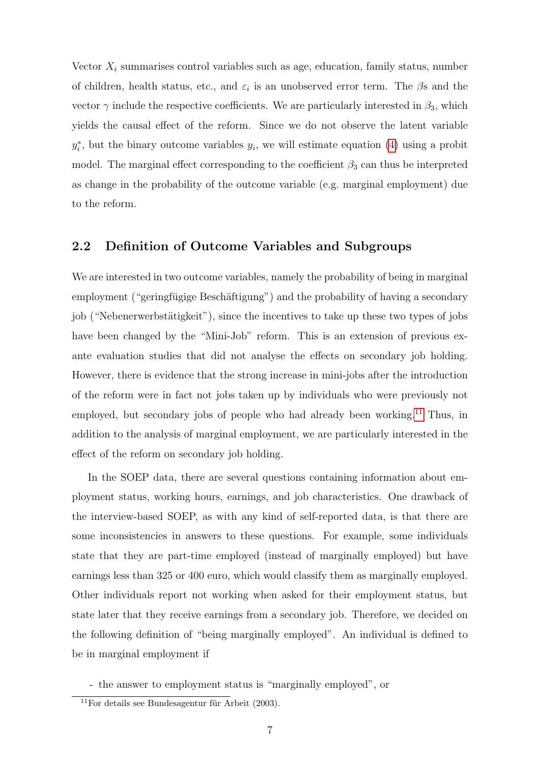Vector $X_i$ summarises control variables such as age, education, family status, number of children, health status, etc., and $\varepsilon_i$ is an unobserved error term. The $\beta$s and the vector $\gamma$ include the respective coefficients. We are particularly interested in $\beta_3$, which yields the causal effect of the reform. Since we do not observe the latent variable $y_i^*$, but the binary outcome variables $y_i$, we will estimate equation (4) using a probit model. The marginal effect corresponding to the coefficient $\beta_3$ can thus be interpreted as change in the probability of the outcome variable (e.g. marginal employment) due to the reform.

## 2.2 Definition of Outcome Variables and Subgroups

We are interested in two outcome variables, namely the probability of being in marginal employment ("geringfügige Beschäftigung") and the probability of having a secondary job ("Nebenerwerbstätigkeit"), since the incentives to take up these two types of jobs have been changed by the "Mini-Job" reform. This is an extension of previous ex-ante evaluation studies that did not analyse the effects on secondary job holding. However, there is evidence that the strong increase in mini-jobs after the introduction of the reform were in fact not jobs taken up by individuals who were previously not employed, but secondary jobs of people who had already been working.[11] Thus, in addition to the analysis of marginal employment, we are particularly interested in the effect of the reform on secondary job holding.

In the SOEP data, there are several questions containing information about employment status, working hours, earnings, and job characteristics. One drawback of the interview-based SOEP, as with any kind of self-reported data, is that there are some inconsistencies in answers to these questions. For example, some individuals state that they are part-time employed (instead of marginally employed) but have earnings less than 325 or 400 euro, which would classify them as marginally employed. Other individuals report not working when asked for their employment status, but state later that they receive earnings from a secondary job. Therefore, we decided on the following definition of "being marginally employed". An individual is defined to be in marginal employment if

- the answer to employment status is "marginally employed", or

[11] For details see Bundesagentur für Arbeit (2003).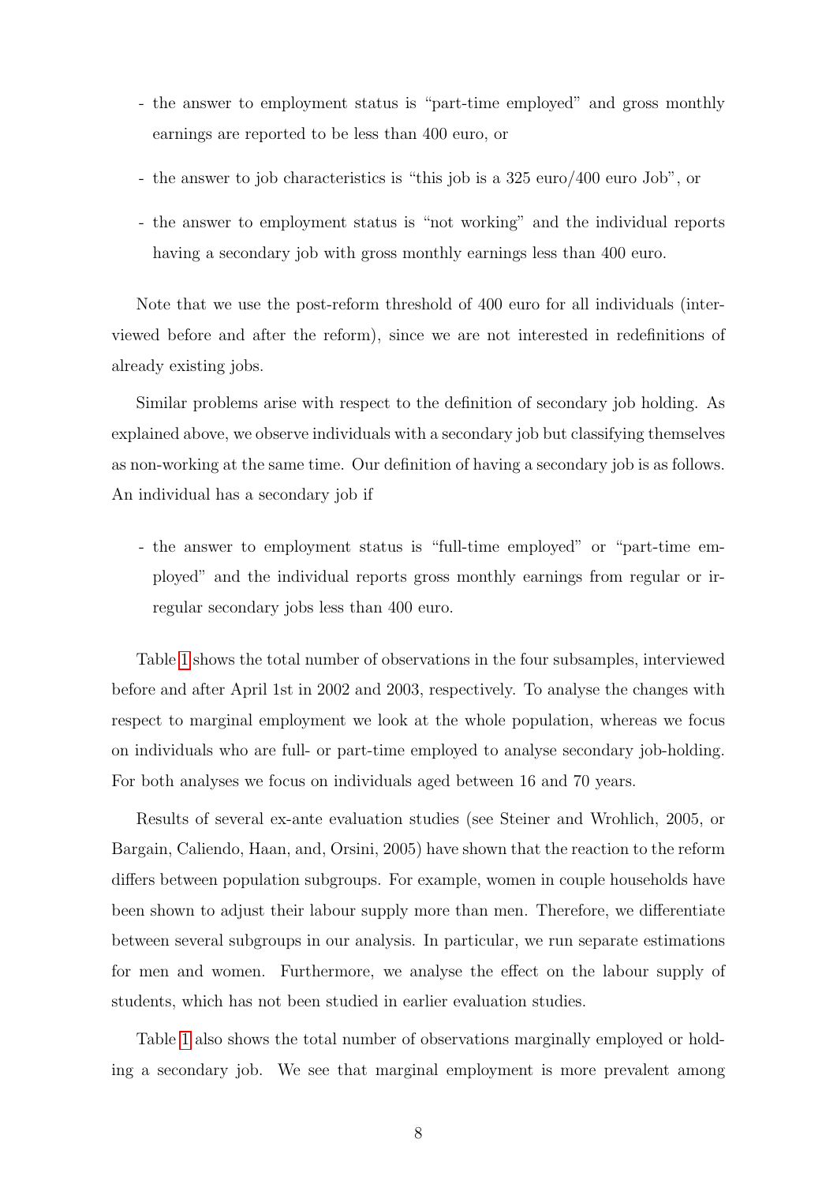- the answer to employment status is “part-time employed” and gross monthly earnings are reported to be less than 400 euro, or

- the answer to job characteristics is “this job is a 325 euro/400 euro Job”, or

- the answer to employment status is “not working” and the individual reports having a secondary job with gross monthly earnings less than 400 euro.

Note that we use the post-reform threshold of 400 euro for all individuals (interviewed before and after the reform), since we are not interested in redefinitions of already existing jobs.

Similar problems arise with respect to the definition of secondary job holding. As explained above, we observe individuals with a secondary job but classifying themselves as non-working at the same time. Our definition of having a secondary job is as follows. An individual has a secondary job if

- the answer to employment status is “full-time employed” or “part-time employed” and the individual reports gross monthly earnings from regular or irregular secondary jobs less than 400 euro.

Table 1 shows the total number of observations in the four subsamples, interviewed before and after April 1st in 2002 and 2003, respectively. To analyse the changes with respect to marginal employment we look at the whole population, whereas we focus on individuals who are full- or part-time employed to analyse secondary job-holding. For both analyses we focus on individuals aged between 16 and 70 years.

Results of several ex-ante evaluation studies (see Steiner and Wrohlich, 2005, or Bargain, Caliendo, Haan, and, Orsini, 2005) have shown that the reaction to the reform differs between population subgroups. For example, women in couple households have been shown to adjust their labour supply more than men. Therefore, we differentiate between several subgroups in our analysis. In particular, we run separate estimations for men and women. Furthermore, we analyse the effect on the labour supply of students, which has not been studied in earlier evaluation studies.

Table 1 also shows the total number of observations marginally employed or holding a secondary job. We see that marginal employment is more prevalent among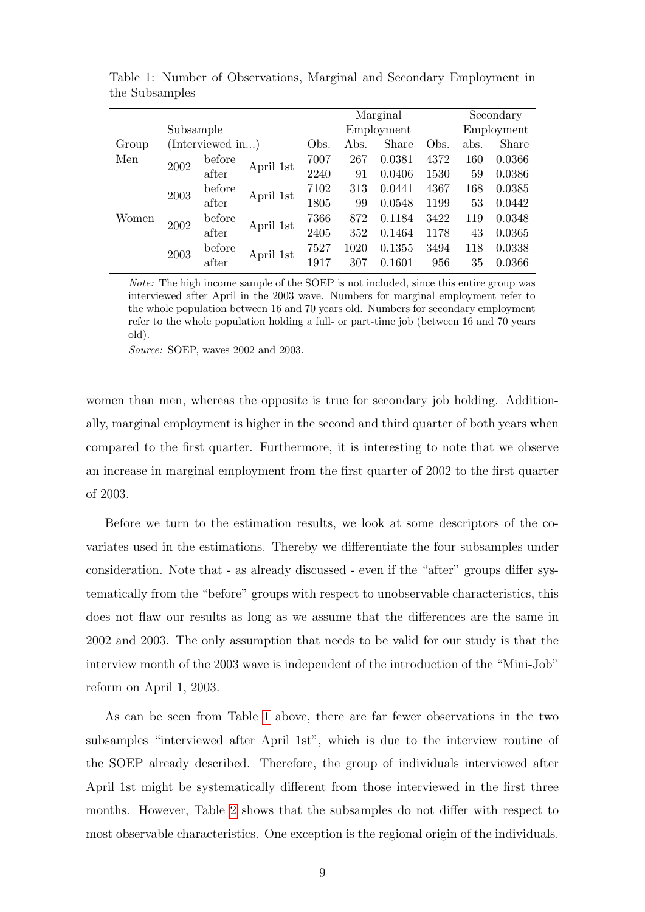Table 1: Number of Observations, Marginal and Secondary Employment in the Subsamples

| Group | Subsample (Interviewed in...) | | | Obs. | Marginal Employment Abs. | Marginal Employment Share | Obs. | Secondary Employment abs. | Secondary Employment Share |
|---|---|---|---|---|---|---|---|---|---|
| Men | 2002 | before | April 1st | 7007 | 267 | 0.0381 | 4372 | 160 | 0.0366 |
| | | after | | 2240 | 91 | 0.0406 | 1530 | 59 | 0.0386 |
| | 2003 | before | April 1st | 7102 | 313 | 0.0441 | 4367 | 168 | 0.0385 |
| | | after | | 1805 | 99 | 0.0548 | 1199 | 53 | 0.0442 |
| Women | 2002 | before | April 1st | 7366 | 872 | 0.1184 | 3422 | 119 | 0.0348 |
| | | after | | 2405 | 352 | 0.1464 | 1178 | 43 | 0.0365 |
| | 2003 | before | April 1st | 7527 | 1020 | 0.1355 | 3494 | 118 | 0.0338 |
| | | after | | 1917 | 307 | 0.1601 | 956 | 35 | 0.0366 |

*Note:* The high income sample of the SOEP is not included, since this entire group was interviewed after April in the 2003 wave. Numbers for marginal employment refer to the whole population between 16 and 70 years old. Numbers for secondary employment refer to the whole population holding a full- or part-time job (between 16 and 70 years old).

*Source:* SOEP, waves 2002 and 2003.

women than men, whereas the opposite is true for secondary job holding. Additionally, marginal employment is higher in the second and third quarter of both years when compared to the first quarter. Furthermore, it is interesting to note that we observe an increase in marginal employment from the first quarter of 2002 to the first quarter of 2003.

Before we turn to the estimation results, we look at some descriptors of the covariates used in the estimations. Thereby we differentiate the four subsamples under consideration. Note that - as already discussed - even if the "after" groups differ systematically from the "before" groups with respect to unobservable characteristics, this does not flaw our results as long as we assume that the differences are the same in 2002 and 2003. The only assumption that needs to be valid for our study is that the interview month of the 2003 wave is independent of the introduction of the "Mini-Job" reform on April 1, 2003.

As can be seen from Table 1 above, there are far fewer observations in the two subsamples "interviewed after April 1st", which is due to the interview routine of the SOEP already described. Therefore, the group of individuals interviewed after April 1st might be systematically different from those interviewed in the first three months. However, Table 2 shows that the subsamples do not differ with respect to most observable characteristics. One exception is the regional origin of the individuals.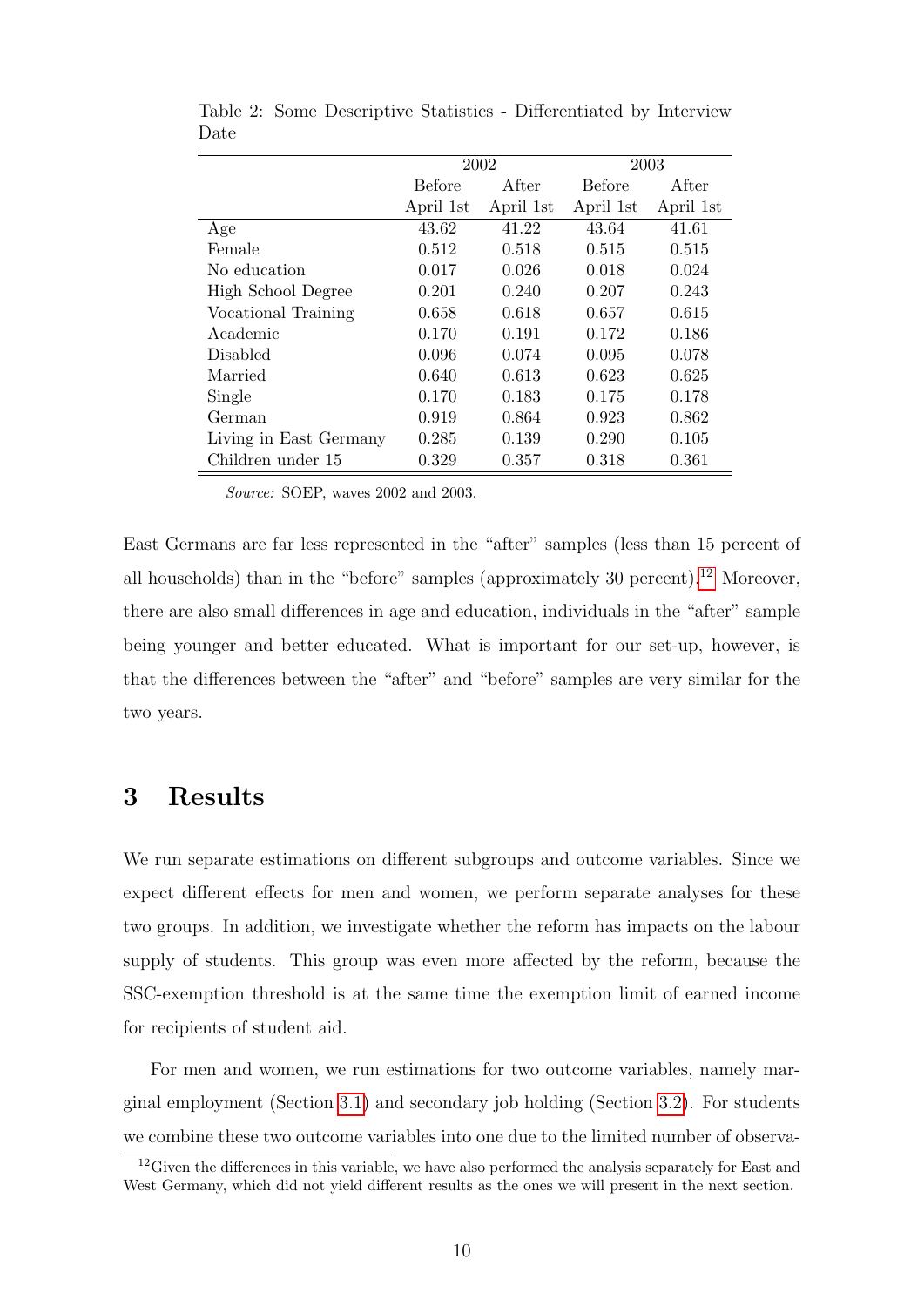Table 2: Some Descriptive Statistics - Differentiated by Interview Date

| | 2002 | | 2003 | |
|---|---|---|---|---|
| | Before April 1st | After April 1st | Before April 1st | After April 1st |
| Age | 43.62 | 41.22 | 43.64 | 41.61 |
| Female | 0.512 | 0.518 | 0.515 | 0.515 |
| No education | 0.017 | 0.026 | 0.018 | 0.024 |
| High School Degree | 0.201 | 0.240 | 0.207 | 0.243 |
| Vocational Training | 0.658 | 0.618 | 0.657 | 0.615 |
| Academic | 0.170 | 0.191 | 0.172 | 0.186 |
| Disabled | 0.096 | 0.074 | 0.095 | 0.078 |
| Married | 0.640 | 0.613 | 0.623 | 0.625 |
| Single | 0.170 | 0.183 | 0.175 | 0.178 |
| German | 0.919 | 0.864 | 0.923 | 0.862 |
| Living in East Germany | 0.285 | 0.139 | 0.290 | 0.105 |
| Children under 15 | 0.329 | 0.357 | 0.318 | 0.361 |

*Source:* SOEP, waves 2002 and 2003.

East Germans are far less represented in the "after" samples (less than 15 percent of all households) than in the "before" samples (approximately 30 percent).[12] Moreover, there are also small differences in age and education, individuals in the "after" sample being younger and better educated. What is important for our set-up, however, is that the differences between the "after" and "before" samples are very similar for the two years.

# 3 Results

We run separate estimations on different subgroups and outcome variables. Since we expect different effects for men and women, we perform separate analyses for these two groups. In addition, we investigate whether the reform has impacts on the labour supply of students. This group was even more affected by the reform, because the SSC-exemption threshold is at the same time the exemption limit of earned income for recipients of student aid.

For men and women, we run estimations for two outcome variables, namely marginal employment (Section 3.1) and secondary job holding (Section 3.2). For students we combine these two outcome variables into one due to the limited number of observa-

[12] Given the differences in this variable, we have also performed the analysis separately for East and West Germany, which did not yield different results as the ones we will present in the next section.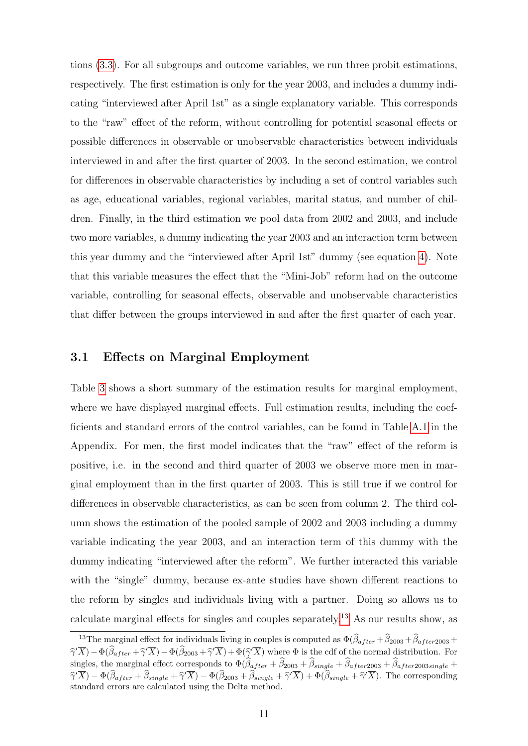tions (3.3). For all subgroups and outcome variables, we run three probit estimations, respectively. The first estimation is only for the year 2003, and includes a dummy indicating "interviewed after April 1st" as a single explanatory variable. This corresponds to the "raw" effect of the reform, without controlling for potential seasonal effects or possible differences in observable or unobservable characteristics between individuals interviewed in and after the first quarter of 2003. In the second estimation, we control for differences in observable characteristics by including a set of control variables such as age, educational variables, regional variables, marital status, and number of children. Finally, in the third estimation we pool data from 2002 and 2003, and include two more variables, a dummy indicating the year 2003 and an interaction term between this year dummy and the "interviewed after April 1st" dummy (see equation 4). Note that this variable measures the effect that the "Mini-Job" reform had on the outcome variable, controlling for seasonal effects, observable and unobservable characteristics that differ between the groups interviewed in and after the first quarter of each year.

### 3.1 Effects on Marginal Employment

Table 3 shows a short summary of the estimation results for marginal employment, where we have displayed marginal effects. Full estimation results, including the coefficients and standard errors of the control variables, can be found in Table A.1 in the Appendix. For men, the first model indicates that the "raw" effect of the reform is positive, i.e. in the second and third quarter of 2003 we observe more men in marginal employment than in the first quarter of 2003. This is still true if we control for differences in observable characteristics, as can be seen from column 2. The third column shows the estimation of the pooled sample of 2002 and 2003 including a dummy variable indicating the year 2003, and an interaction term of this dummy with the dummy indicating "interviewed after the reform". We further interacted this variable with the "single" dummy, because ex-ante studies have shown different reactions to the reform by singles and individuals living with a partner. Doing so allows us to calculate marginal effects for singles and couples separately.[13] As our results show, as

[13] The marginal effect for individuals living in couples is computed as $\Phi(\widehat{\beta}_{after}+\widehat{\beta}_{2003}+\widehat{\beta}_{after2003}+\widehat{\gamma}'\overline{X})-\Phi(\widehat{\beta}_{after}+\widehat{\gamma}'\overline{X})-\Phi(\widehat{\beta}_{2003}+\widehat{\gamma}'\overline{X})+\Phi(\widehat{\gamma}'\overline{X})$ where $\Phi$ is the cdf of the normal distribution. For singles, the marginal effect corresponds to $\Phi(\widehat{\beta}_{after}+\widehat{\beta}_{2003}+\widehat{\beta}_{single}+\widehat{\beta}_{after2003}+\widehat{\beta}_{after2003single}+\widehat{\gamma}'\overline{X})-\Phi(\widehat{\beta}_{after}+\widehat{\beta}_{single}+\widehat{\gamma}'\overline{X})-\Phi(\widehat{\beta}_{2003}+\widehat{\beta}_{single}+\widehat{\gamma}'\overline{X})+\Phi(\widehat{\beta}_{single}+\widehat{\gamma}'\overline{X})$. The corresponding standard errors are calculated using the Delta method.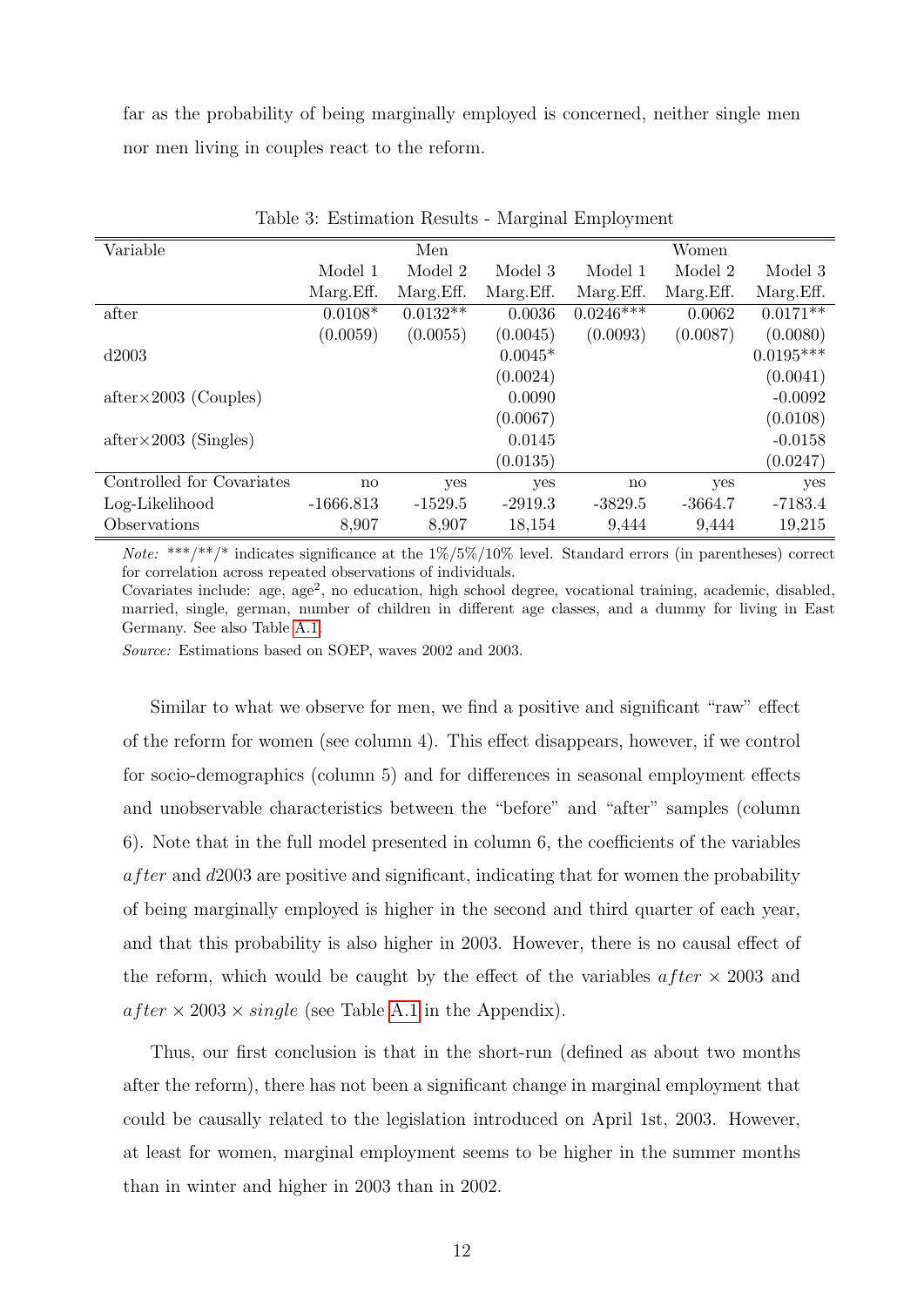far as the probability of being marginally employed is concerned, neither single men nor men living in couples react to the reform.

Table 3: Estimation Results - Marginal Employment

| Variable | Men | | | Women | | |
|---|---|---|---|---|---|---|
| | Model 1 | Model 2 | Model 3 | Model 1 | Model 2 | Model 3 |
| | Marg.Eff. | Marg.Eff. | Marg.Eff. | Marg.Eff. | Marg.Eff. | Marg.Eff. |
| after | 0.0108* | 0.0132** | 0.0036 | 0.0246*** | 0.0062 | 0.0171** |
| | (0.0059) | (0.0055) | (0.0045) | (0.0093) | (0.0087) | (0.0080) |
| d2003 | | | 0.0045* | | | 0.0195*** |
| | | | (0.0024) | | | (0.0041) |
| after×2003 (Couples) | | | 0.0090 | | | -0.0092 |
| | | | (0.0067) | | | (0.0108) |
| after×2003 (Singles) | | | 0.0145 | | | -0.0158 |
| | | | (0.0135) | | | (0.0247) |
| Controlled for Covariates | no | yes | yes | no | yes | yes |
| Log-Likelihood | -1666.813 | -1529.5 | -2919.3 | -3829.5 | -3664.7 | -7183.4 |
| Observations | 8,907 | 8,907 | 18,154 | 9,444 | 9,444 | 19,215 |

*Note:* \*\*\*/\*\*/\* indicates significance at the 1%/5%/10% level. Standard errors (in parentheses) correct for correlation across repeated observations of individuals.
Covariates include: age, age$^2$, no education, high school degree, vocational training, academic, disabled, married, single, german, number of children in different age classes, and a dummy for living in East Germany. See also Table A.1.

*Source:* Estimations based on SOEP, waves 2002 and 2003.

Similar to what we observe for men, we find a positive and significant "raw" effect of the reform for women (see column 4). This effect disappears, however, if we control for socio-demographics (column 5) and for differences in seasonal employment effects and unobservable characteristics between the "before" and "after" samples (column 6). Note that in the full model presented in column 6, the coefficients of the variables $after$ and $d2003$ are positive and significant, indicating that for women the probability of being marginally employed is higher in the second and third quarter of each year, and that this probability is also higher in 2003. However, there is no causal effect of the reform, which would be caught by the effect of the variables $after \times 2003$ and $after \times 2003 \times single$ (see Table A.1 in the Appendix).

Thus, our first conclusion is that in the short-run (defined as about two months after the reform), there has not been a significant change in marginal employment that could be causally related to the legislation introduced on April 1st, 2003. However, at least for women, marginal employment seems to be higher in the summer months than in winter and higher in 2003 than in 2002.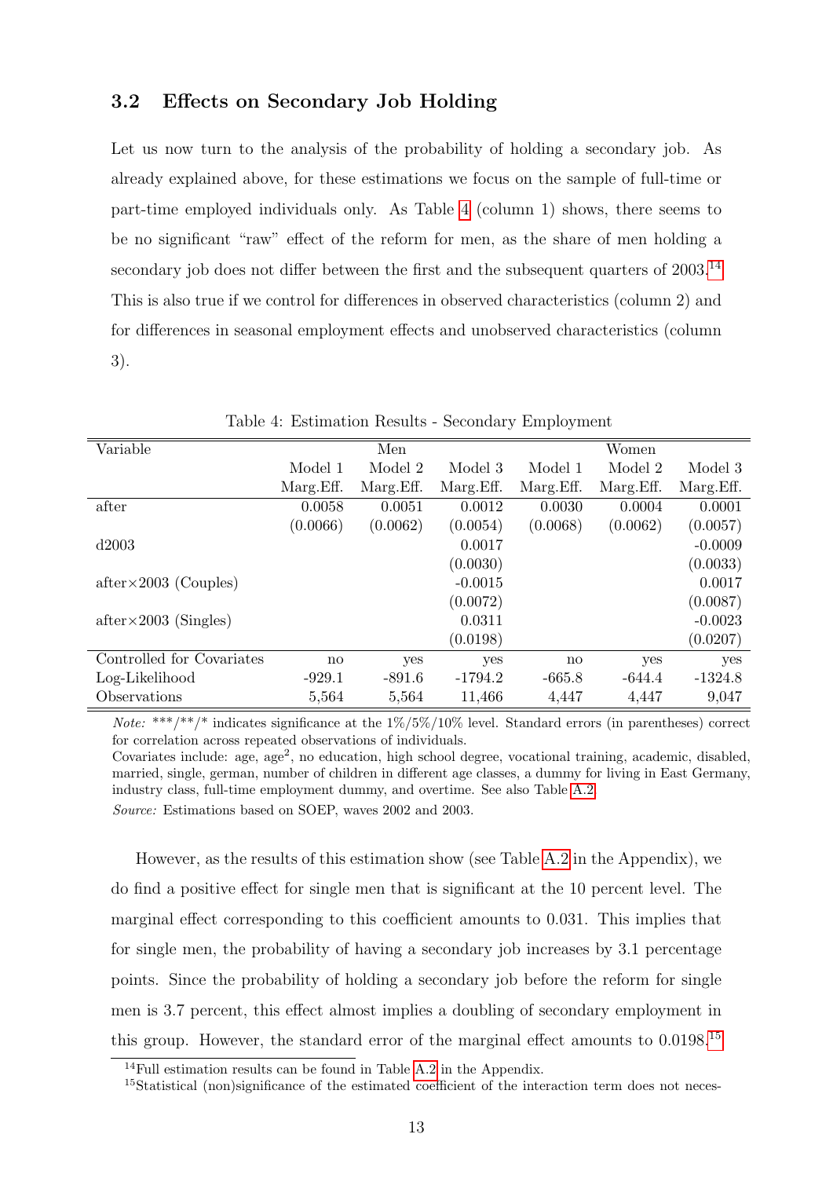### 3.2 Effects on Secondary Job Holding

Let us now turn to the analysis of the probability of holding a secondary job. As already explained above, for these estimations we focus on the sample of full-time or part-time employed individuals only. As Table 4 (column 1) shows, there seems to be no significant "raw" effect of the reform for men, as the share of men holding a secondary job does not differ between the first and the subsequent quarters of 2003.[14] This is also true if we control for differences in observed characteristics (column 2) and for differences in seasonal employment effects and unobserved characteristics (column 3).

Table 4: Estimation Results - Secondary Employment

| Variable | Men | | | Women | | |
|---|---|---|---|---|---|---|
| | Model 1 | Model 2 | Model 3 | Model 1 | Model 2 | Model 3 |
| | Marg.Eff. | Marg.Eff. | Marg.Eff. | Marg.Eff. | Marg.Eff. | Marg.Eff. |
| after | 0.0058 | 0.0051 | 0.0012 | 0.0030 | 0.0004 | 0.0001 |
| | (0.0066) | (0.0062) | (0.0054) | (0.0068) | (0.0062) | (0.0057) |
| d2003 | | | 0.0017 | | | -0.0009 |
| | | | (0.0030) | | | (0.0033) |
| after×2003 (Couples) | | | -0.0015 | | | 0.0017 |
| | | | (0.0072) | | | (0.0087) |
| after×2003 (Singles) | | | 0.0311 | | | -0.0023 |
| | | | (0.0198) | | | (0.0207) |
| Controlled for Covariates | no | yes | yes | no | yes | yes |
| Log-Likelihood | -929.1 | -891.6 | -1794.2 | -665.8 | -644.4 | -1324.8 |
| Observations | 5,564 | 5,564 | 11,466 | 4,447 | 4,447 | 9,047 |

*Note:* ***/**/* indicates significance at the 1%/5%/10% level. Standard errors (in parentheses) correct for correlation across repeated observations of individuals.
Covariates include: age, age$^2$, no education, high school degree, vocational training, academic, disabled, married, single, german, number of children in different age classes, a dummy for living in East Germany, industry class, full-time employment dummy, and overtime. See also Table A.2.
*Source:* Estimations based on SOEP, waves 2002 and 2003.

However, as the results of this estimation show (see Table A.2 in the Appendix), we do find a positive effect for single men that is significant at the 10 percent level. The marginal effect corresponding to this coefficient amounts to 0.031. This implies that for single men, the probability of having a secondary job increases by 3.1 percentage points. Since the probability of holding a secondary job before the reform for single men is 3.7 percent, this effect almost implies a doubling of secondary employment in this group. However, the standard error of the marginal effect amounts to 0.0198.[15]

[14] Full estimation results can be found in Table A.2 in the Appendix.

[15] Statistical (non)significance of the estimated coefficient of the interaction term does not neces-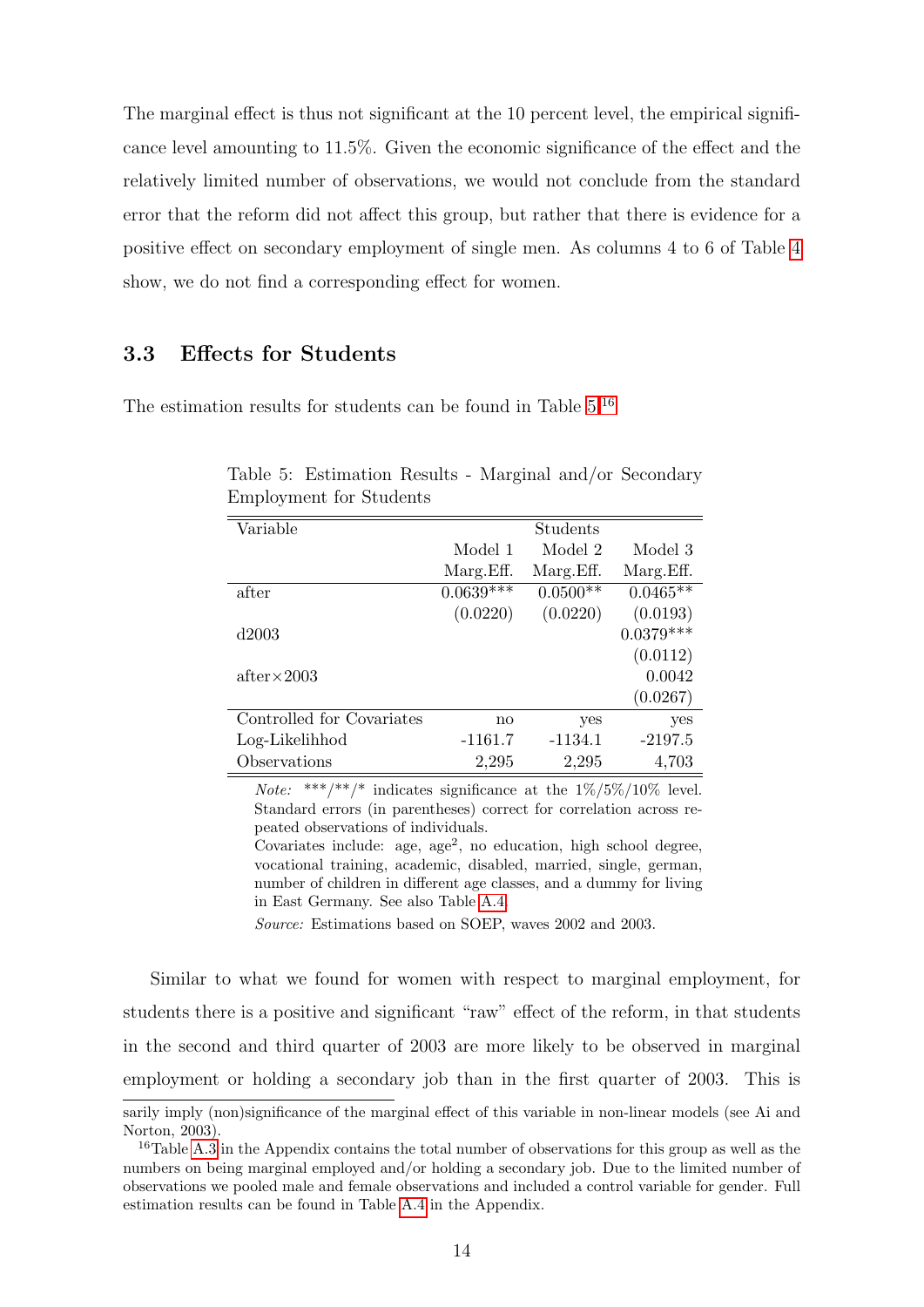The marginal effect is thus not significant at the 10 percent level, the empirical significance level amounting to 11.5%. Given the economic significance of the effect and the relatively limited number of observations, we would not conclude from the standard error that the reform did not affect this group, but rather that there is evidence for a positive effect on secondary employment of single men. As columns 4 to 6 of Table 4 show, we do not find a corresponding effect for women.

### 3.3 Effects for Students

The estimation results for students can be found in Table 5.[16]

Table 5: Estimation Results - Marginal and/or Secondary Employment for Students

| Variable | Students | | |
|---|---|---|---|
| | Model 1 | Model 2 | Model 3 |
| | Marg.Eff. | Marg.Eff. | Marg.Eff. |
| after | 0.0639*** | 0.0500** | 0.0465** |
| | (0.0220) | (0.0220) | (0.0193) |
| d2003 | | | 0.0379*** |
| | | | (0.0112) |
| after×2003 | | | 0.0042 |
| | | | (0.0267) |
| Controlled for Covariates | no | yes | yes |
| Log-Likelihhod | -1161.7 | -1134.1 | -2197.5 |
| Observations | 2,295 | 2,295 | 4,703 |

*Note:* ***/**/* indicates significance at the 1%/5%/10% level. Standard errors (in parentheses) correct for correlation across repeated observations of individuals.
Covariates include: age, age$^2$, no education, high school degree, vocational training, academic, disabled, married, single, german, number of children in different age classes, and a dummy for living in East Germany. See also Table A.4.

*Source:* Estimations based on SOEP, waves 2002 and 2003.

Similar to what we found for women with respect to marginal employment, for students there is a positive and significant "raw" effect of the reform, in that students in the second and third quarter of 2003 are more likely to be observed in marginal employment or holding a secondary job than in the first quarter of 2003. This is

sarily imply (non)significance of the marginal effect of this variable in non-linear models (see Ai and Norton, 2003).

[16] Table A.3 in the Appendix contains the total number of observations for this group as well as the numbers on being marginal employed and/or holding a secondary job. Due to the limited number of observations we pooled male and female observations and included a control variable for gender. Full estimation results can be found in Table A.4 in the Appendix.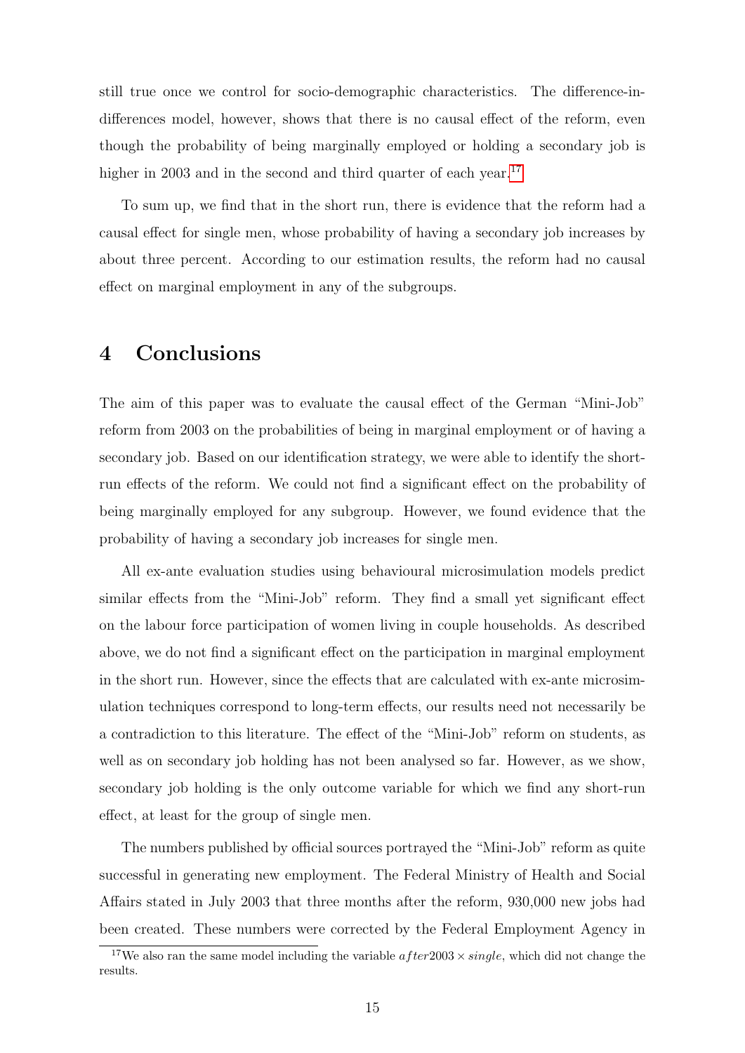still true once we control for socio-demographic characteristics. The difference-in-differences model, however, shows that there is no causal effect of the reform, even though the probability of being marginally employed or holding a secondary job is higher in 2003 and in the second and third quarter of each year.[17]

To sum up, we find that in the short run, there is evidence that the reform had a causal effect for single men, whose probability of having a secondary job increases by about three percent. According to our estimation results, the reform had no causal effect on marginal employment in any of the subgroups.

# 4 Conclusions

The aim of this paper was to evaluate the causal effect of the German "Mini-Job" reform from 2003 on the probabilities of being in marginal employment or of having a secondary job. Based on our identification strategy, we were able to identify the short-run effects of the reform. We could not find a significant effect on the probability of being marginally employed for any subgroup. However, we found evidence that the probability of having a secondary job increases for single men.

All ex-ante evaluation studies using behavioural microsimulation models predict similar effects from the "Mini-Job" reform. They find a small yet significant effect on the labour force participation of women living in couple households. As described above, we do not find a significant effect on the participation in marginal employment in the short run. However, since the effects that are calculated with ex-ante microsimulation techniques correspond to long-term effects, our results need not necessarily be a contradiction to this literature. The effect of the "Mini-Job" reform on students, as well as on secondary job holding has not been analysed so far. However, as we show, secondary job holding is the only outcome variable for which we find any short-run effect, at least for the group of single men.

The numbers published by official sources portrayed the "Mini-Job" reform as quite successful in generating new employment. The Federal Ministry of Health and Social Affairs stated in July 2003 that three months after the reform, 930,000 new jobs had been created. These numbers were corrected by the Federal Employment Agency in

[17] We also ran the same model including the variable $after2003 \times single$, which did not change the results.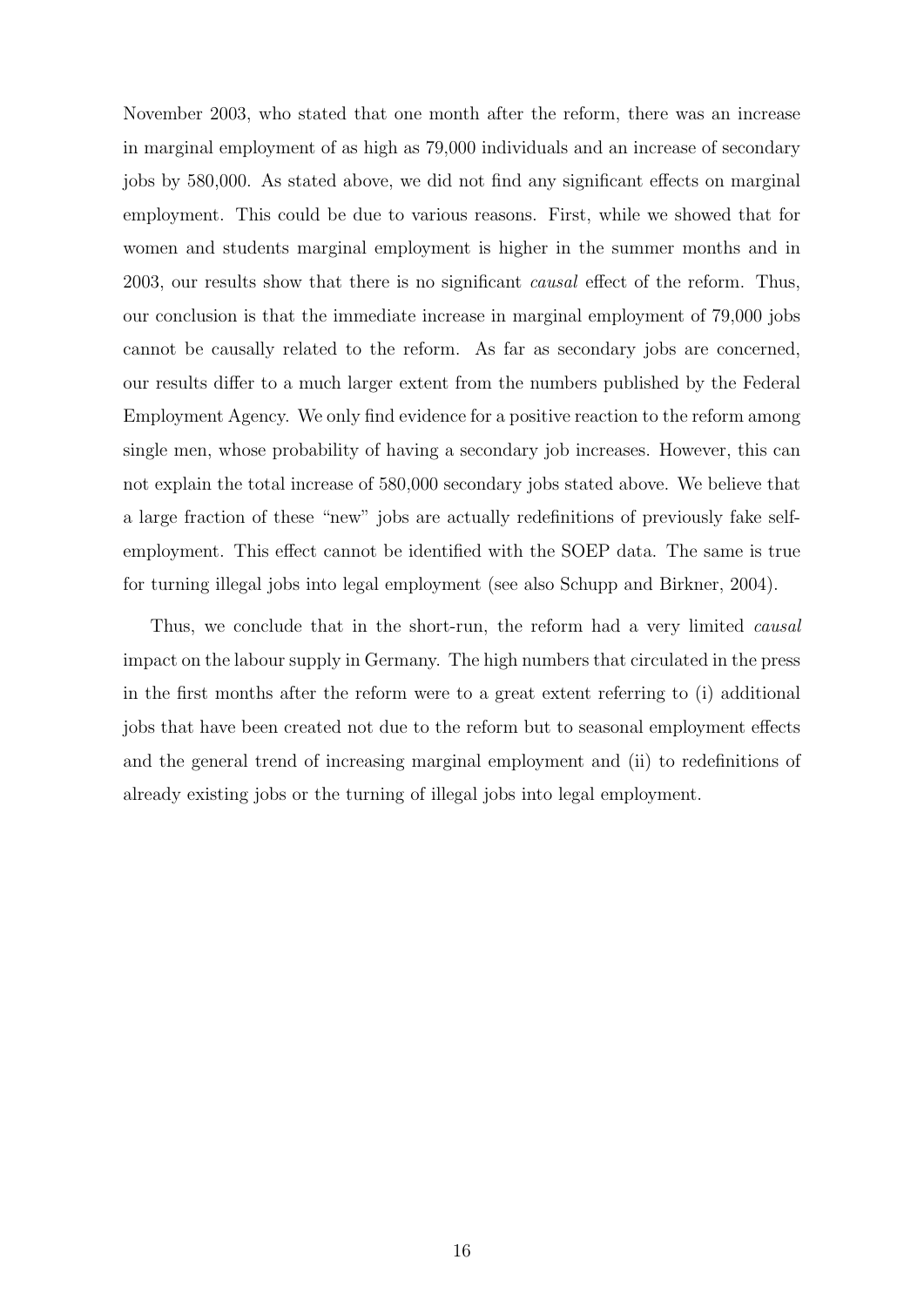November 2003, who stated that one month after the reform, there was an increase in marginal employment of as high as 79,000 individuals and an increase of secondary jobs by 580,000. As stated above, we did not find any significant effects on marginal employment. This could be due to various reasons. First, while we showed that for women and students marginal employment is higher in the summer months and in 2003, our results show that there is no significant *causal* effect of the reform. Thus, our conclusion is that the immediate increase in marginal employment of 79,000 jobs cannot be causally related to the reform. As far as secondary jobs are concerned, our results differ to a much larger extent from the numbers published by the Federal Employment Agency. We only find evidence for a positive reaction to the reform among single men, whose probability of having a secondary job increases. However, this can not explain the total increase of 580,000 secondary jobs stated above. We believe that a large fraction of these "new" jobs are actually redefinitions of previously fake self-employment. This effect cannot be identified with the SOEP data. The same is true for turning illegal jobs into legal employment (see also Schupp and Birkner, 2004).

Thus, we conclude that in the short-run, the reform had a very limited *causal* impact on the labour supply in Germany. The high numbers that circulated in the press in the first months after the reform were to a great extent referring to (i) additional jobs that have been created not due to the reform but to seasonal employment effects and the general trend of increasing marginal employment and (ii) to redefinitions of already existing jobs or the turning of illegal jobs into legal employment.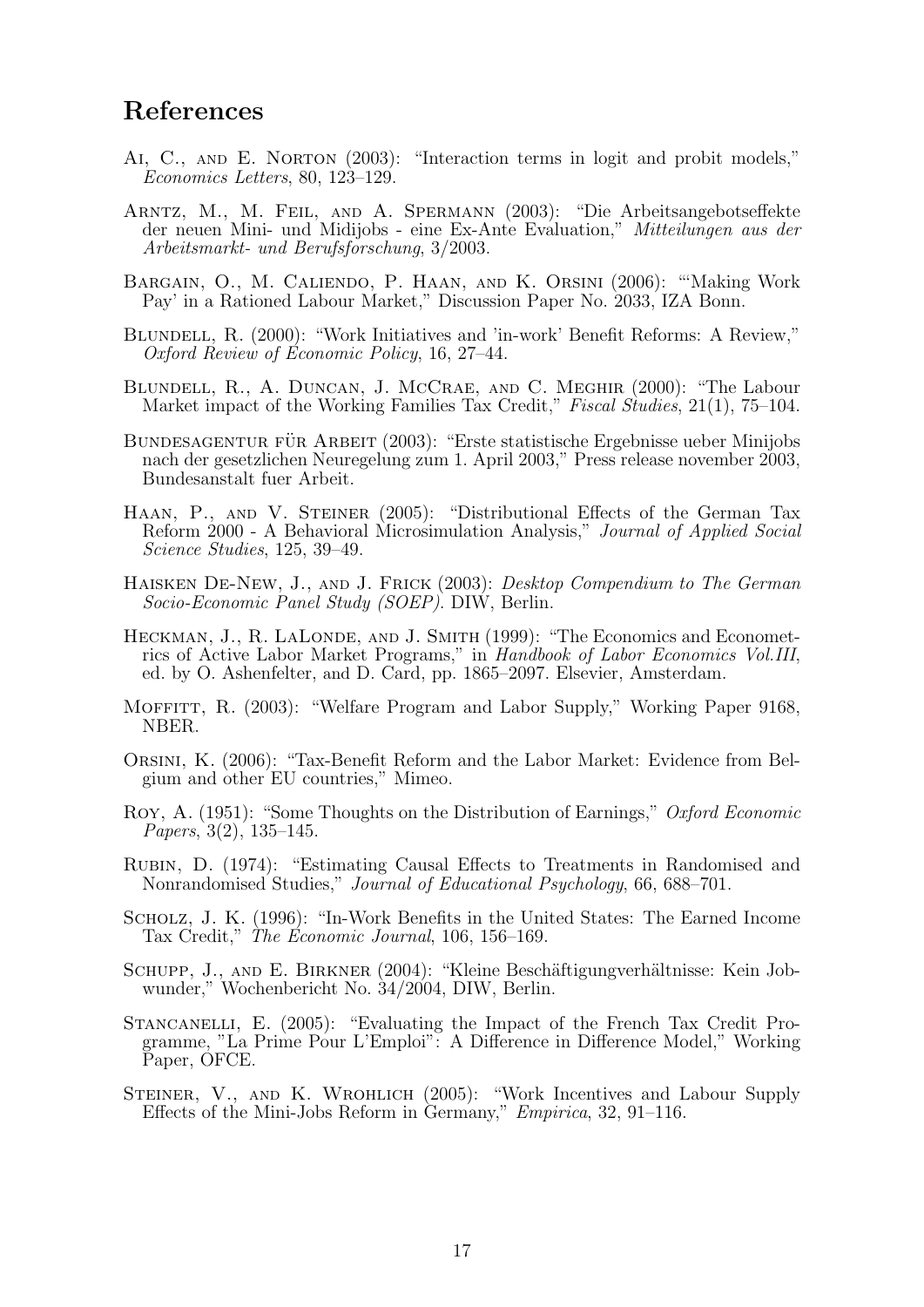## References

Ai, C., and E. Norton (2003): "Interaction terms in logit and probit models," *Economics Letters*, 80, 123–129.

Arntz, M., M. Feil, and A. Spermann (2003): "Die Arbeitsangebotseffekte der neuen Mini- und Midijobs - eine Ex-Ante Evaluation," *Mitteilungen aus der Arbeitsmarkt- und Berufsforschung*, 3/2003.

Bargain, O., M. Caliendo, P. Haan, and K. Orsini (2006): "'Making Work Pay' in a Rationed Labour Market," Discussion Paper No. 2033, IZA Bonn.

Blundell, R. (2000): "Work Initiatives and 'in-work' Benefit Reforms: A Review," *Oxford Review of Economic Policy*, 16, 27–44.

Blundell, R., A. Duncan, J. McCrae, and C. Meghir (2000): "The Labour Market impact of the Working Families Tax Credit," *Fiscal Studies*, 21(1), 75–104.

Bundesagentur für Arbeit (2003): "Erste statistische Ergebnisse ueber Minijobs nach der gesetzlichen Neuregelung zum 1. April 2003," Press release november 2003, Bundesanstalt fuer Arbeit.

Haan, P., and V. Steiner (2005): "Distributional Effects of the German Tax Reform 2000 - A Behavioral Microsimulation Analysis," *Journal of Applied Social Science Studies*, 125, 39–49.

Haisken De-New, J., and J. Frick (2003): *Desktop Compendium to The German Socio-Economic Panel Study (SOEP)*. DIW, Berlin.

Heckman, J., R. LaLonde, and J. Smith (1999): "The Economics and Econometrics of Active Labor Market Programs," in *Handbook of Labor Economics Vol.III*, ed. by O. Ashenfelter, and D. Card, pp. 1865–2097. Elsevier, Amsterdam.

Moffitt, R. (2003): "Welfare Program and Labor Supply," Working Paper 9168, NBER.

Orsini, K. (2006): "Tax-Benefit Reform and the Labor Market: Evidence from Belgium and other EU countries," Mimeo.

Roy, A. (1951): "Some Thoughts on the Distribution of Earnings," *Oxford Economic Papers*, 3(2), 135–145.

Rubin, D. (1974): "Estimating Causal Effects to Treatments in Randomised and Nonrandomised Studies," *Journal of Educational Psychology*, 66, 688–701.

Scholz, J. K. (1996): "In-Work Benefits in the United States: The Earned Income Tax Credit," *The Economic Journal*, 106, 156–169.

Schupp, J., and E. Birkner (2004): "Kleine Beschäftigungverhältnisse: Kein Jobwunder," Wochenbericht No. 34/2004, DIW, Berlin.

Stancanelli, E. (2005): "Evaluating the Impact of the French Tax Credit Programme, "La Prime Pour L'Emploi": A Difference in Difference Model," Working Paper, OFCE.

Steiner, V., and K. Wrohlich (2005): "Work Incentives and Labour Supply Effects of the Mini-Jobs Reform in Germany," *Empirica*, 32, 91–116.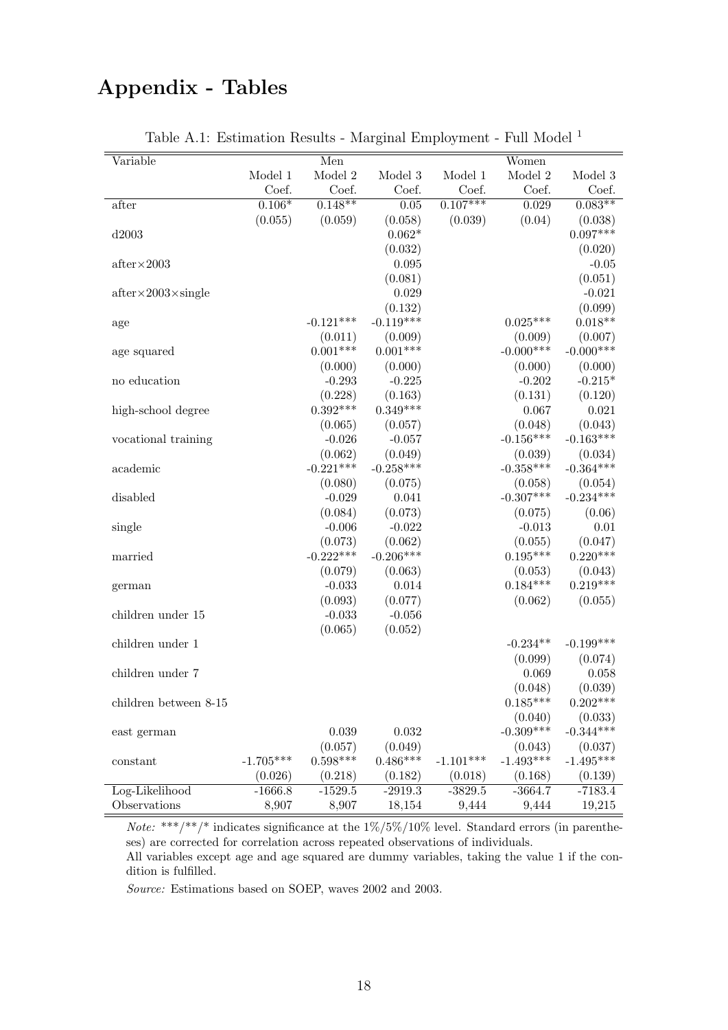# Appendix - Tables

Table A.1: Estimation Results - Marginal Employment - Full Model [1]

| Variable | Men | | | Women | | |
|---|---|---|---|---|---|---|
| | Model 1 | Model 2 | Model 3 | Model 1 | Model 2 | Model 3 |
| | Coef. | Coef. | Coef. | Coef. | Coef. | Coef. |
| after | 0.106* | 0.148** | 0.05 | 0.107*** | 0.029 | 0.083** |
| | (0.055) | (0.059) | (0.058) | (0.039) | (0.04) | (0.038) |
| d2003 | | | 0.062* | | | 0.097*** |
| | | | (0.032) | | | (0.020) |
| after×2003 | | | 0.095 | | | -0.05 |
| | | | (0.081) | | | (0.051) |
| after×2003×single | | | 0.029 | | | -0.021 |
| | | | (0.132) | | | (0.099) |
| age | | -0.121*** | -0.119*** | | 0.025*** | 0.018** |
| | | (0.011) | (0.009) | | (0.009) | (0.007) |
| age squared | | 0.001*** | 0.001*** | | -0.000*** | -0.000*** |
| | | (0.000) | (0.000) | | (0.000) | (0.000) |
| no education | | -0.293 | -0.225 | | -0.202 | -0.215* |
| | | (0.228) | (0.163) | | (0.131) | (0.120) |
| high-school degree | | 0.392*** | 0.349*** | | 0.067 | 0.021 |
| | | (0.065) | (0.057) | | (0.048) | (0.043) |
| vocational training | | -0.026 | -0.057 | | -0.156*** | -0.163*** |
| | | (0.062) | (0.049) | | (0.039) | (0.034) |
| academic | | -0.221*** | -0.258*** | | -0.358*** | -0.364*** |
| | | (0.080) | (0.075) | | (0.058) | (0.054) |
| disabled | | -0.029 | 0.041 | | -0.307*** | -0.234*** |
| | | (0.084) | (0.073) | | (0.075) | (0.06) |
| single | | -0.006 | -0.022 | | -0.013 | 0.01 |
| | | (0.073) | (0.062) | | (0.055) | (0.047) |
| married | | -0.222*** | -0.206*** | | 0.195*** | 0.220*** |
| | | (0.079) | (0.063) | | (0.053) | (0.043) |
| german | | -0.033 | 0.014 | | 0.184*** | 0.219*** |
| | | (0.093) | (0.077) | | (0.062) | (0.055) |
| children under 15 | | -0.033 | -0.056 | | | |
| | | (0.065) | (0.052) | | | |
| children under 1 | | | | | -0.234** | -0.199*** |
| | | | | | (0.099) | (0.074) |
| children under 7 | | | | | 0.069 | 0.058 |
| | | | | | (0.048) | (0.039) |
| children between 8-15 | | | | | 0.185*** | 0.202*** |
| | | | | | (0.040) | (0.033) |
| east german | | 0.039 | 0.032 | | -0.309*** | -0.344*** |
| | | (0.057) | (0.049) | | (0.043) | (0.037) |
| constant | -1.705*** | 0.598*** | 0.486*** | -1.101*** | -1.493*** | -1.495*** |
| | (0.026) | (0.218) | (0.182) | (0.018) | (0.168) | (0.139) |
| Log-Likelihood | -1666.8 | -1529.5 | -2919.3 | -3829.5 | -3664.7 | -7183.4 |
| Observations | 8,907 | 8,907 | 18,154 | 9,444 | 9,444 | 19,215 |

*Note:* \*\*\*/\*\*/\* indicates significance at the 1%/5%/10% level. Standard errors (in parentheses) are corrected for correlation across repeated observations of individuals.
All variables except age and age squared are dummy variables, taking the value 1 if the condition is fulfilled.

*Source:* Estimations based on SOEP, waves 2002 and 2003.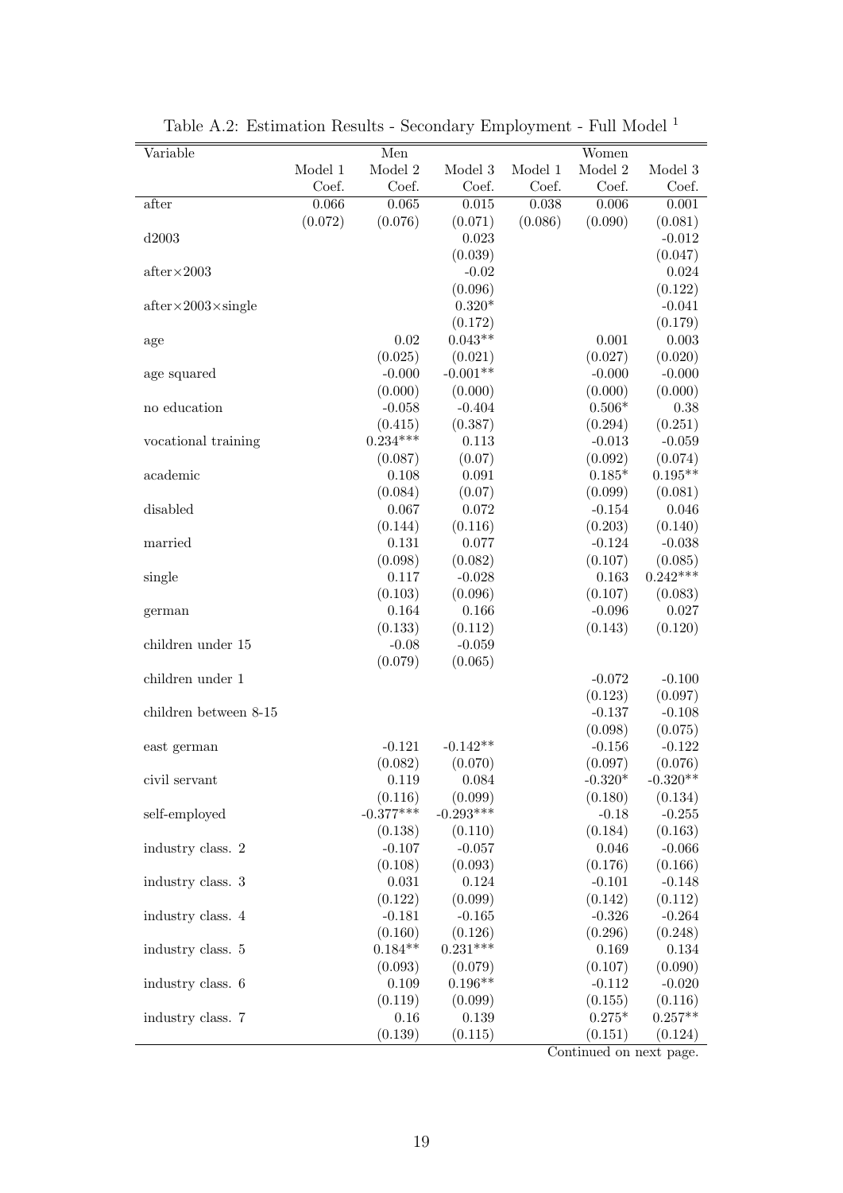Table A.2: Estimation Results - Secondary Employment - Full Model [1]

| Variable | Men | | | Women | | |
|---|---|---|---|---|---|---|
| | Model 1 | Model 2 | Model 3 | Model 1 | Model 2 | Model 3 |
| | Coef. | Coef. | Coef. | Coef. | Coef. | Coef. |
| after | 0.066 | 0.065 | 0.015 | 0.038 | 0.006 | 0.001 |
| | (0.072) | (0.076) | (0.071) | (0.086) | (0.090) | (0.081) |
| d2003 | | | 0.023 | | | -0.012 |
| | | | (0.039) | | | (0.047) |
| after×2003 | | | -0.02 | | | 0.024 |
| | | | (0.096) | | | (0.122) |
| after×2003×single | | | 0.320* | | | -0.041 |
| | | | (0.172) | | | (0.179) |
| age | | 0.02 | 0.043** | | 0.001 | 0.003 |
| | | (0.025) | (0.021) | | (0.027) | (0.020) |
| age squared | | -0.000 | -0.001** | | -0.000 | -0.000 |
| | | (0.000) | (0.000) | | (0.000) | (0.000) |
| no education | | -0.058 | -0.404 | | 0.506* | 0.38 |
| | | (0.415) | (0.387) | | (0.294) | (0.251) |
| vocational training | | 0.234*** | 0.113 | | -0.013 | -0.059 |
| | | (0.087) | (0.07) | | (0.092) | (0.074) |
| academic | | 0.108 | 0.091 | | 0.185* | 0.195** |
| | | (0.084) | (0.07) | | (0.099) | (0.081) |
| disabled | | 0.067 | 0.072 | | -0.154 | 0.046 |
| | | (0.144) | (0.116) | | (0.203) | (0.140) |
| married | | 0.131 | 0.077 | | -0.124 | -0.038 |
| | | (0.098) | (0.082) | | (0.107) | (0.085) |
| single | | 0.117 | -0.028 | | 0.163 | 0.242*** |
| | | (0.103) | (0.096) | | (0.107) | (0.083) |
| german | | 0.164 | 0.166 | | -0.096 | 0.027 |
| | | (0.133) | (0.112) | | (0.143) | (0.120) |
| children under 15 | | -0.08 | -0.059 | | | |
| | | (0.079) | (0.065) | | | |
| children under 1 | | | | | -0.072 | -0.100 |
| | | | | | (0.123) | (0.097) |
| children between 8-15 | | | | | -0.137 | -0.108 |
| | | | | | (0.098) | (0.075) |
| east german | | -0.121 | -0.142** | | -0.156 | -0.122 |
| | | (0.082) | (0.070) | | (0.097) | (0.076) |
| civil servant | | 0.119 | 0.084 | | -0.320* | -0.320** |
| | | (0.116) | (0.099) | | (0.180) | (0.134) |
| self-employed | | -0.377*** | -0.293*** | | -0.18 | -0.255 |
| | | (0.138) | (0.110) | | (0.184) | (0.163) |
| industry class. 2 | | -0.107 | -0.057 | | 0.046 | -0.066 |
| | | (0.108) | (0.093) | | (0.176) | (0.166) |
| industry class. 3 | | 0.031 | 0.124 | | -0.101 | -0.148 |
| | | (0.122) | (0.099) | | (0.142) | (0.112) |
| industry class. 4 | | -0.181 | -0.165 | | -0.326 | -0.264 |
| | | (0.160) | (0.126) | | (0.296) | (0.248) |
| industry class. 5 | | 0.184** | 0.231*** | | 0.169 | 0.134 |
| | | (0.093) | (0.079) | | (0.107) | (0.090) |
| industry class. 6 | | 0.109 | 0.196** | | -0.112 | -0.020 |
| | | (0.119) | (0.099) | | (0.155) | (0.116) |
| industry class. 7 | | 0.16 | 0.139 | | 0.275* | 0.257** |
| | | (0.139) | (0.115) | | (0.151) | (0.124) |

Continued on next page.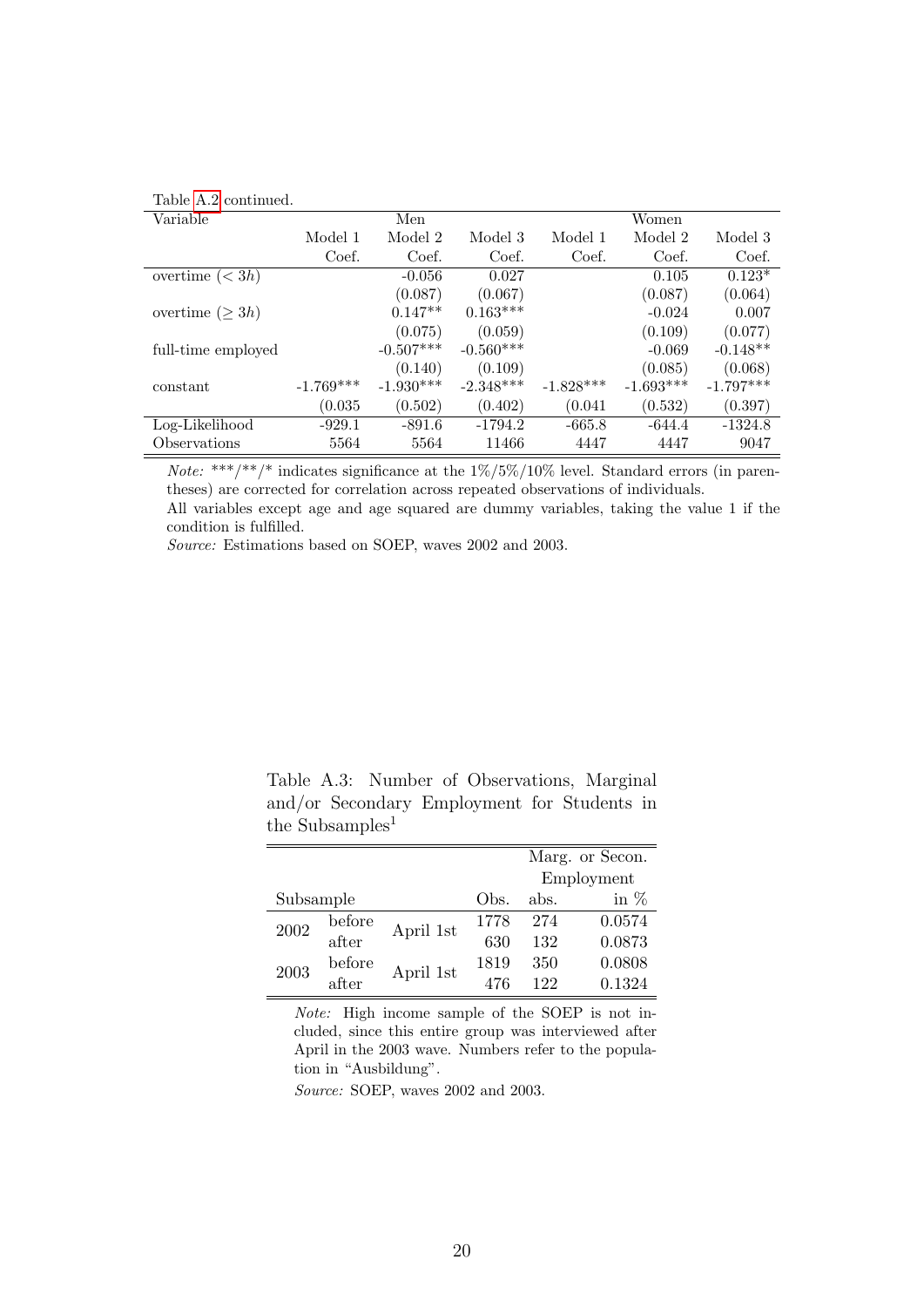Table A.2 continued.

| Variable | Men | | | Women | | |
|---|---|---|---|---|---|---|
| | Model 1 | Model 2 | Model 3 | Model 1 | Model 2 | Model 3 |
| | Coef. | Coef. | Coef. | Coef. | Coef. | Coef. |
| overtime ($< 3h$) | | -0.056 | 0.027 | | 0.105 | 0.123* |
| | | (0.087) | (0.067) | | (0.087) | (0.064) |
| overtime ($\geq 3h$) | | 0.147** | 0.163*** | | -0.024 | 0.007 |
| | | (0.075) | (0.059) | | (0.109) | (0.077) |
| full-time employed | | -0.507*** | -0.560*** | | -0.069 | -0.148** |
| | | (0.140) | (0.109) | | (0.085) | (0.068) |
| constant | -1.769*** | -1.930*** | -2.348*** | -1.828*** | -1.693*** | -1.797*** |
| | (0.035 | (0.502) | (0.402) | (0.041 | (0.532) | (0.397) |
| Log-Likelihood | -929.1 | -891.6 | -1794.2 | -665.8 | -644.4 | -1324.8 |
| Observations | 5564 | 5564 | 11466 | 4447 | 4447 | 9047 |

*Note:* ***/**/* indicates significance at the 1%/5%/10% level. Standard errors (in parentheses) are corrected for correlation across repeated observations of individuals.
All variables except age and age squared are dummy variables, taking the value 1 if the condition is fulfilled.
*Source:* Estimations based on SOEP, waves 2002 and 2003.

Table A.3: Number of Observations, Marginal and/or Secondary Employment for Students in the Subsamples[1]

| Subsample | | | Obs. | Marg. or Secon. Employment abs. | Marg. or Secon. Employment in % |
|---|---|---|---|---|---|
| 2002 | before | April 1st | 1778 | 274 | 0.0574 |
| | after | | 630 | 132 | 0.0873 |
| 2003 | before | April 1st | 1819 | 350 | 0.0808 |
| | after | | 476 | 122 | 0.1324 |

*Note:* High income sample of the SOEP is not included, since this entire group was interviewed after April in the 2003 wave. Numbers refer to the population in "Ausbildung".

*Source:* SOEP, waves 2002 and 2003.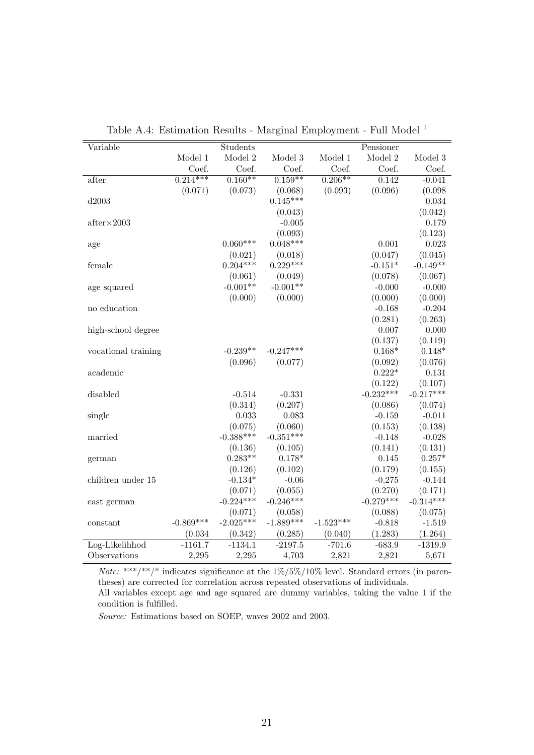Table A.4: Estimation Results - Marginal Employment - Full Model [1]

| Variable | Students | | | Pensioner | | |
|---|---|---|---|---|---|---|
| | Model 1 | Model 2 | Model 3 | Model 1 | Model 2 | Model 3 |
| | Coef. | Coef. | Coef. | Coef. | Coef. | Coef. |
| after | 0.214*** | 0.160** | 0.159** | 0.206** | 0.142 | -0.041 |
| | (0.071) | (0.073) | (0.068) | (0.093) | (0.096) | (0.098 |
| d2003 | | | 0.145*** | | | 0.034 |
| | | | (0.043) | | | (0.042) |
| after×2003 | | | -0.005 | | | 0.179 |
| | | | (0.093) | | | (0.123) |
| age | | 0.060*** | 0.048*** | | 0.001 | 0.023 |
| | | (0.021) | (0.018) | | (0.047) | (0.045) |
| female | | 0.204*** | 0.229*** | | -0.151* | -0.149** |
| | | (0.061) | (0.049) | | (0.078) | (0.067) |
| age squared | | -0.001** | -0.001** | | -0.000 | -0.000 |
| | | (0.000) | (0.000) | | (0.000) | (0.000) |
| no education | | | | | -0.168 | -0.204 |
| | | | | | (0.281) | (0.263) |
| high-school degree | | | | | 0.007 | 0.000 |
| | | | | | (0.137) | (0.119) |
| vocational training | | -0.239** | -0.247*** | | 0.168* | 0.148* |
| | | (0.096) | (0.077) | | (0.092) | (0.076) |
| academic | | | | | 0.222* | 0.131 |
| | | | | | (0.122) | (0.107) |
| disabled | | -0.514 | -0.331 | | -0.232*** | -0.217*** |
| | | (0.314) | (0.207) | | (0.086) | (0.074) |
| single | | 0.033 | 0.083 | | -0.159 | -0.011 |
| | | (0.075) | (0.060) | | (0.153) | (0.138) |
| married | | -0.388*** | -0.351*** | | -0.148 | -0.028 |
| | | (0.136) | (0.105) | | (0.141) | (0.131) |
| german | | 0.283** | 0.178* | | 0.145 | 0.257* |
| | | (0.126) | (0.102) | | (0.179) | (0.155) |
| children under 15 | | -0.134* | -0.06 | | -0.275 | -0.144 |
| | | (0.071) | (0.055) | | (0.270) | (0.171) |
| east german | | -0.224*** | -0.246*** | | -0.279*** | -0.314*** |
| | | (0.071) | (0.058) | | (0.088) | (0.075) |
| constant | -0.869*** | -2.025*** | -1.889*** | -1.523*** | -0.818 | -1.519 |
| | (0.034 | (0.342) | (0.285) | (0.040) | (1.283) | (1.264) |
| Log-Likelihhod | -1161.7 | -1134.1 | -2197.5 | -701.6 | -683.9 | -1319.9 |
| Observations | 2,295 | 2,295 | 4,703 | 2,821 | 2,821 | 5,671 |

*Note:* ***/**/* indicates significance at the 1%/5%/10% level. Standard errors (in parentheses) are corrected for correlation across repeated observations of individuals.
All variables except age and age squared are dummy variables, taking the value 1 if the condition is fulfilled.

*Source:* Estimations based on SOEP, waves 2002 and 2003.